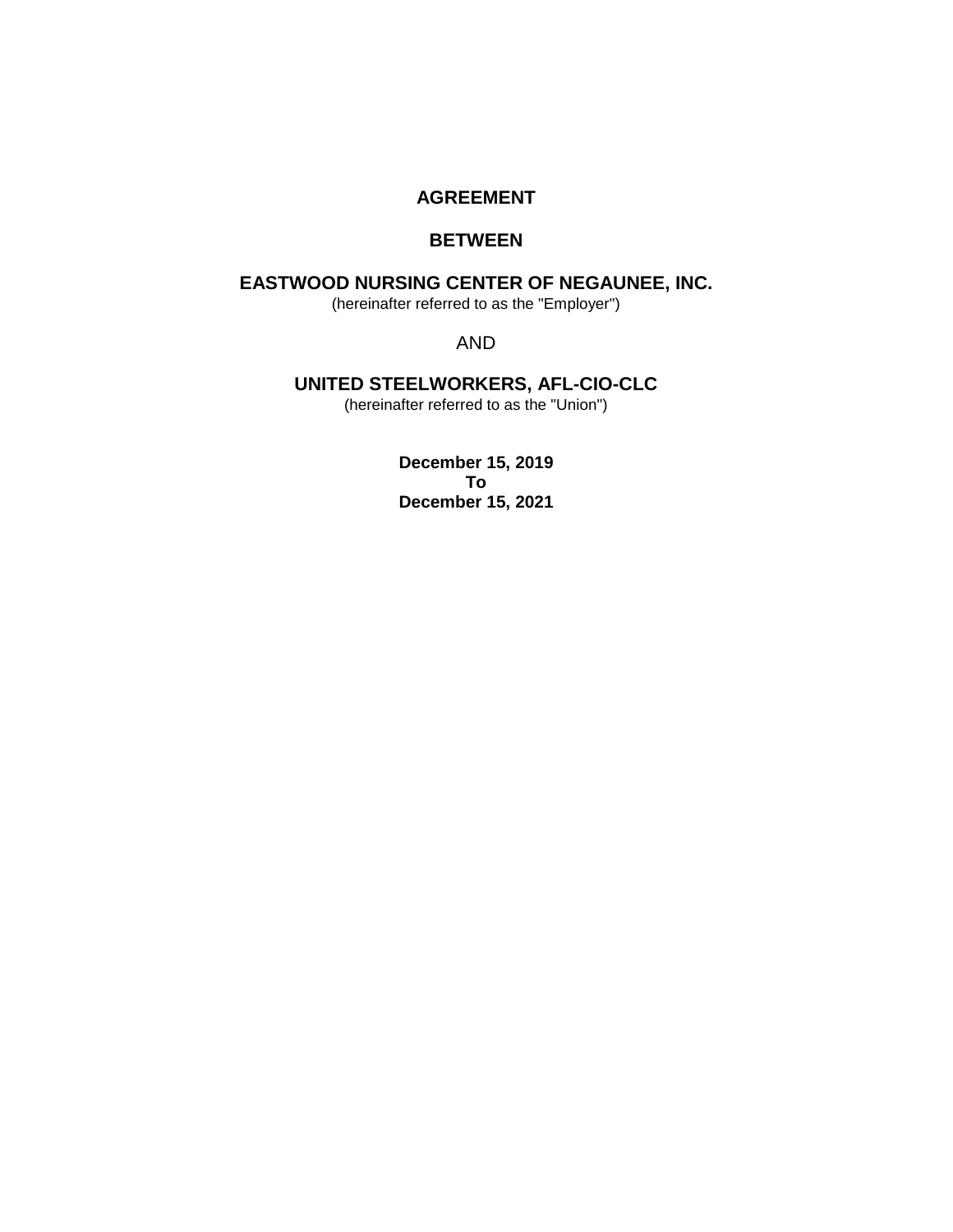**AGREEMENT**

**BETWEEN**

**EASTWOOD NURSING CENTER OF NEGAUNEE, INC.**
(hereinafter referred to as the "Employer")

AND

**UNITED STEELWORKERS, AFL-CIO-CLC**
(hereinafter referred to as the "Union")

**December 15, 2019**
**To**
**December 15, 2021**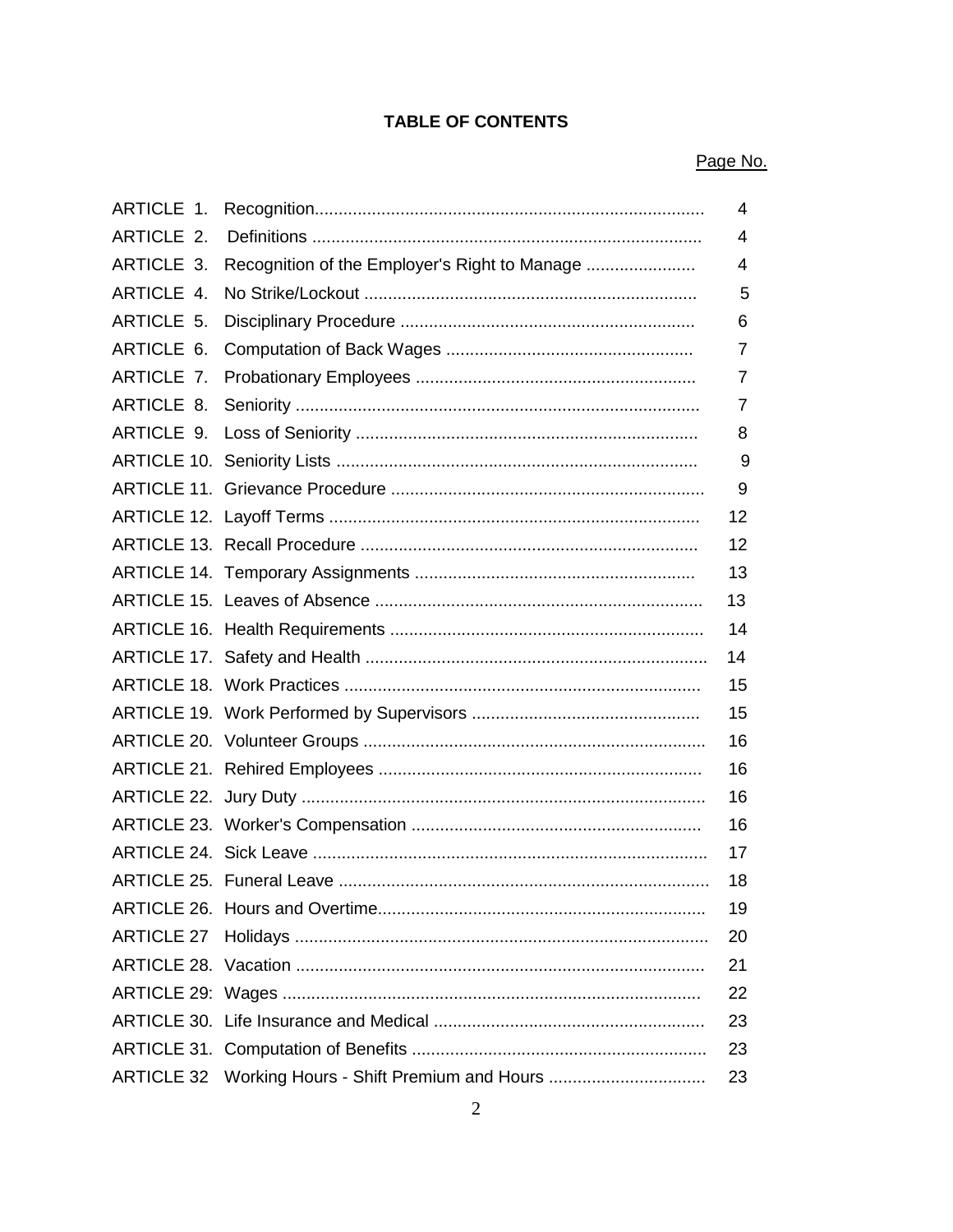## TABLE OF CONTENTS

| | | Page No. |
|---|---|---|
| ARTICLE 1. | Recognition | 4 |
| ARTICLE 2. | Definitions | 4 |
| ARTICLE 3. | Recognition of the Employer's Right to Manage | 4 |
| ARTICLE 4. | No Strike/Lockout | 5 |
| ARTICLE 5. | Disciplinary Procedure | 6 |
| ARTICLE 6. | Computation of Back Wages | 7 |
| ARTICLE 7. | Probationary Employees | 7 |
| ARTICLE 8. | Seniority | 7 |
| ARTICLE 9. | Loss of Seniority | 8 |
| ARTICLE 10. | Seniority Lists | 9 |
| ARTICLE 11. | Grievance Procedure | 9 |
| ARTICLE 12. | Layoff Terms | 12 |
| ARTICLE 13. | Recall Procedure | 12 |
| ARTICLE 14. | Temporary Assignments | 13 |
| ARTICLE 15. | Leaves of Absence | 13 |
| ARTICLE 16. | Health Requirements | 14 |
| ARTICLE 17. | Safety and Health | 14 |
| ARTICLE 18. | Work Practices | 15 |
| ARTICLE 19. | Work Performed by Supervisors | 15 |
| ARTICLE 20. | Volunteer Groups | 16 |
| ARTICLE 21. | Rehired Employees | 16 |
| ARTICLE 22. | Jury Duty | 16 |
| ARTICLE 23. | Worker's Compensation | 16 |
| ARTICLE 24. | Sick Leave | 17 |
| ARTICLE 25. | Funeral Leave | 18 |
| ARTICLE 26. | Hours and Overtime | 19 |
| ARTICLE 27 | Holidays | 20 |
| ARTICLE 28. | Vacation | 21 |
| ARTICLE 29: | Wages | 22 |
| ARTICLE 30. | Life Insurance and Medical | 23 |
| ARTICLE 31. | Computation of Benefits | 23 |
| ARTICLE 32 | Working Hours - Shift Premium and Hours | 23 |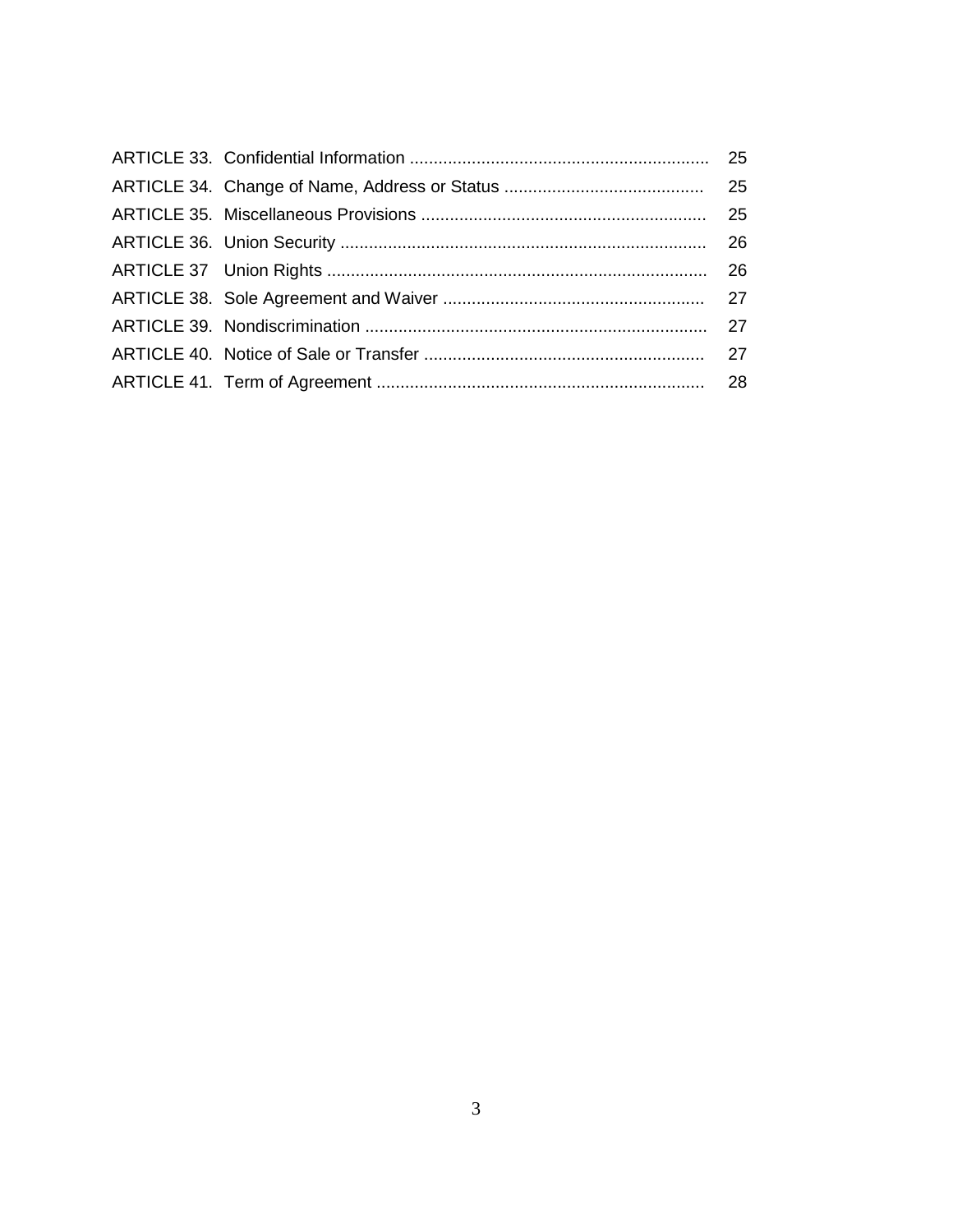| | |
|---|---|
| ARTICLE 33. Confidential Information | 25 |
| ARTICLE 34. Change of Name, Address or Status | 25 |
| ARTICLE 35. Miscellaneous Provisions | 25 |
| ARTICLE 36. Union Security | 26 |
| ARTICLE 37 Union Rights | 26 |
| ARTICLE 38. Sole Agreement and Waiver | 27 |
| ARTICLE 39. Nondiscrimination | 27 |
| ARTICLE 40. Notice of Sale or Transfer | 27 |
| ARTICLE 41. Term of Agreement | 28 |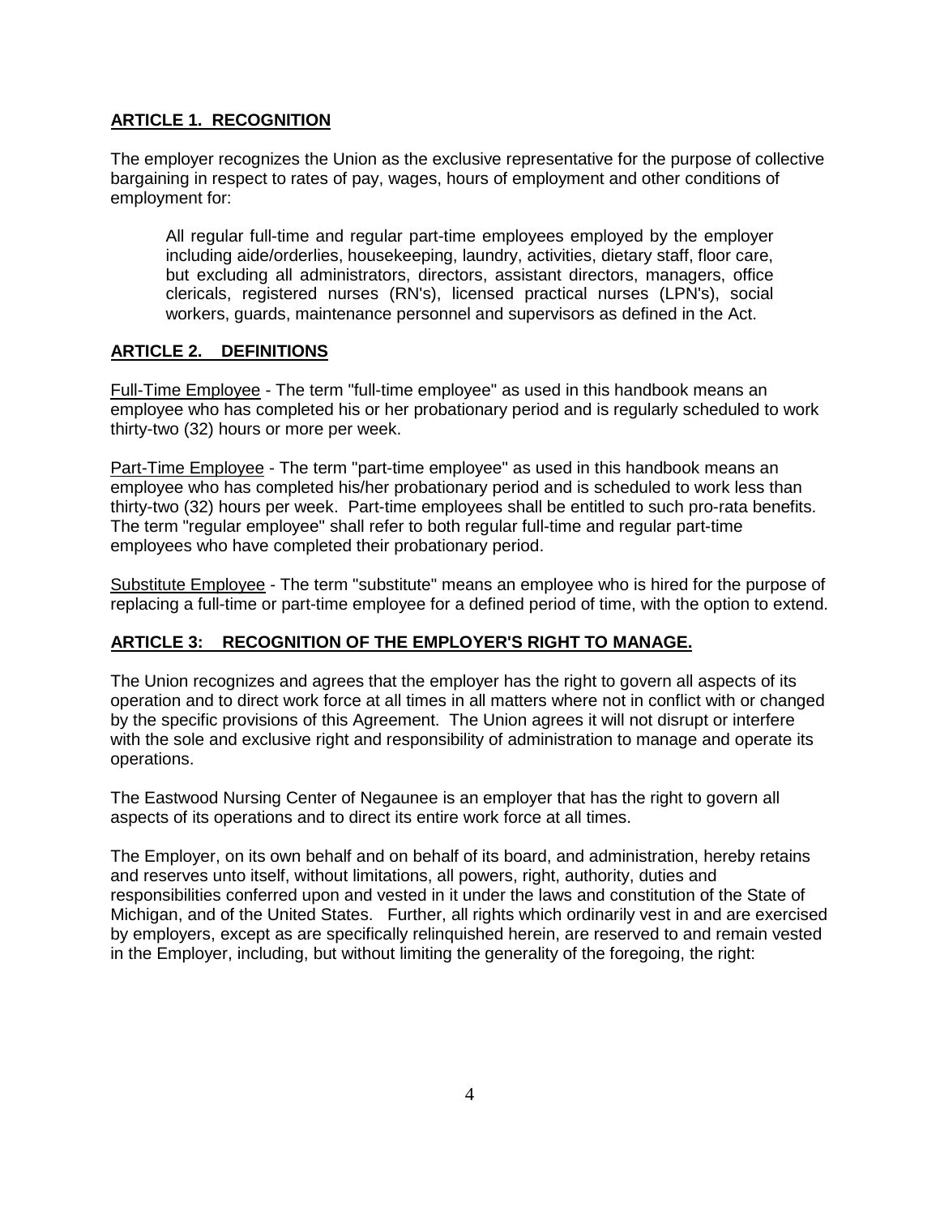## ARTICLE 1. RECOGNITION

The employer recognizes the Union as the exclusive representative for the purpose of collective bargaining in respect to rates of pay, wages, hours of employment and other conditions of employment for:

> All regular full-time and regular part-time employees employed by the employer including aide/orderlies, housekeeping, laundry, activities, dietary staff, floor care, but excluding all administrators, directors, assistant directors, managers, office clericals, registered nurses (RN's), licensed practical nurses (LPN's), social workers, guards, maintenance personnel and supervisors as defined in the Act.

## ARTICLE 2. DEFINITIONS

Full-Time Employee - The term "full-time employee" as used in this handbook means an employee who has completed his or her probationary period and is regularly scheduled to work thirty-two (32) hours or more per week.

Part-Time Employee - The term "part-time employee" as used in this handbook means an employee who has completed his/her probationary period and is scheduled to work less than thirty-two (32) hours per week. Part-time employees shall be entitled to such pro-rata benefits. The term "regular employee" shall refer to both regular full-time and regular part-time employees who have completed their probationary period.

Substitute Employee - The term "substitute" means an employee who is hired for the purpose of replacing a full-time or part-time employee for a defined period of time, with the option to extend.

## ARTICLE 3: RECOGNITION OF THE EMPLOYER'S RIGHT TO MANAGE.

The Union recognizes and agrees that the employer has the right to govern all aspects of its operation and to direct work force at all times in all matters where not in conflict with or changed by the specific provisions of this Agreement. The Union agrees it will not disrupt or interfere with the sole and exclusive right and responsibility of administration to manage and operate its operations.

The Eastwood Nursing Center of Negaunee is an employer that has the right to govern all aspects of its operations and to direct its entire work force at all times.

The Employer, on its own behalf and on behalf of its board, and administration, hereby retains and reserves unto itself, without limitations, all powers, right, authority, duties and responsibilities conferred upon and vested in it under the laws and constitution of the State of Michigan, and of the United States. Further, all rights which ordinarily vest in and are exercised by employers, except as are specifically relinquished herein, are reserved to and remain vested in the Employer, including, but without limiting the generality of the foregoing, the right: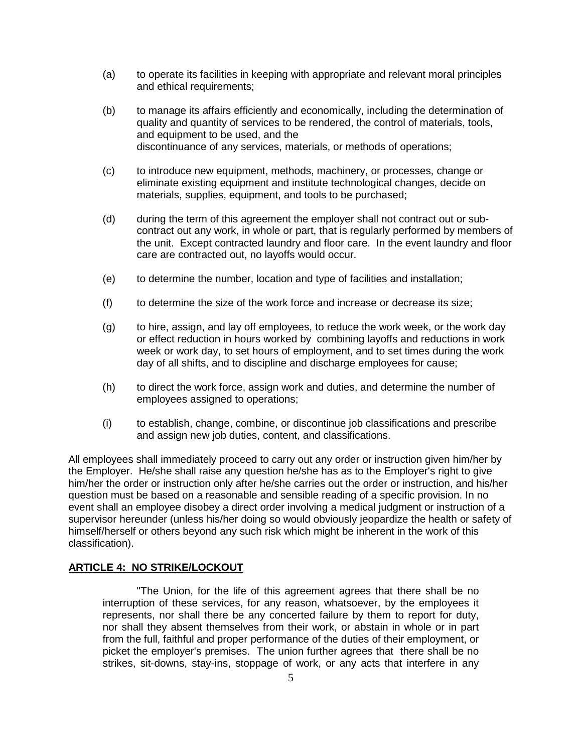(a) to operate its facilities in keeping with appropriate and relevant moral principles and ethical requirements;

(b) to manage its affairs efficiently and economically, including the determination of quality and quantity of services to be rendered, the control of materials, tools, and equipment to be used, and the discontinuance of any services, materials, or methods of operations;

(c) to introduce new equipment, methods, machinery, or processes, change or eliminate existing equipment and institute technological changes, decide on materials, supplies, equipment, and tools to be purchased;

(d) during the term of this agreement the employer shall not contract out or sub-contract out any work, in whole or part, that is regularly performed by members of the unit. Except contracted laundry and floor care. In the event laundry and floor care are contracted out, no layoffs would occur.

(e) to determine the number, location and type of facilities and installation;

(f) to determine the size of the work force and increase or decrease its size;

(g) to hire, assign, and lay off employees, to reduce the work week, or the work day or effect reduction in hours worked by combining layoffs and reductions in work week or work day, to set hours of employment, and to set times during the work day of all shifts, and to discipline and discharge employees for cause;

(h) to direct the work force, assign work and duties, and determine the number of employees assigned to operations;

(i) to establish, change, combine, or discontinue job classifications and prescribe and assign new job duties, content, and classifications.

All employees shall immediately proceed to carry out any order or instruction given him/her by the Employer. He/she shall raise any question he/she has as to the Employer's right to give him/her the order or instruction only after he/she carries out the order or instruction, and his/her question must be based on a reasonable and sensible reading of a specific provision. In no event shall an employee disobey a direct order involving a medical judgment or instruction of a supervisor hereunder (unless his/her doing so would obviously jeopardize the health or safety of himself/herself or others beyond any such risk which might be inherent in the work of this classification).

## ARTICLE 4: NO STRIKE/LOCKOUT

"The Union, for the life of this agreement agrees that there shall be no interruption of these services, for any reason, whatsoever, by the employees it represents, nor shall there be any concerted failure by them to report for duty, nor shall they absent themselves from their work, or abstain in whole or in part from the full, faithful and proper performance of the duties of their employment, or picket the employer's premises. The union further agrees that there shall be no strikes, sit-downs, stay-ins, stoppage of work, or any acts that interfere in any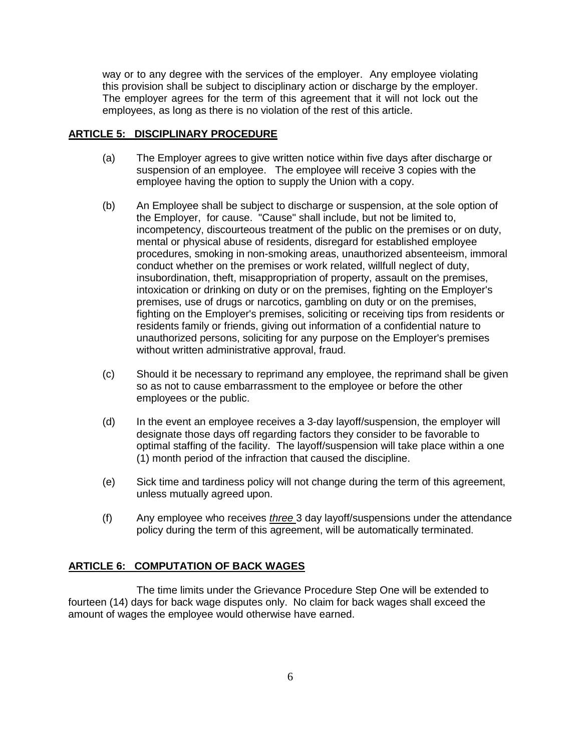way or to any degree with the services of the employer. Any employee violating this provision shall be subject to disciplinary action or discharge by the employer. The employer agrees for the term of this agreement that it will not lock out the employees, as long as there is no violation of the rest of this article.

## ARTICLE 5: DISCIPLINARY PROCEDURE

(a) The Employer agrees to give written notice within five days after discharge or suspension of an employee. The employee will receive 3 copies with the employee having the option to supply the Union with a copy.

(b) An Employee shall be subject to discharge or suspension, at the sole option of the Employer, for cause. "Cause" shall include, but not be limited to, incompetency, discourteous treatment of the public on the premises or on duty, mental or physical abuse of residents, disregard for established employee procedures, smoking in non-smoking areas, unauthorized absenteeism, immoral conduct whether on the premises or work related, willfull neglect of duty, insubordination, theft, misappropriation of property, assault on the premises, intoxication or drinking on duty or on the premises, fighting on the Employer's premises, use of drugs or narcotics, gambling on duty or on the premises, fighting on the Employer's premises, soliciting or receiving tips from residents or residents family or friends, giving out information of a confidential nature to unauthorized persons, soliciting for any purpose on the Employer's premises without written administrative approval, fraud.

(c) Should it be necessary to reprimand any employee, the reprimand shall be given so as not to cause embarrassment to the employee or before the other employees or the public.

(d) In the event an employee receives a 3-day layoff/suspension, the employer will designate those days off regarding factors they consider to be favorable to optimal staffing of the facility. The layoff/suspension will take place within a one (1) month period of the infraction that caused the discipline.

(e) Sick time and tardiness policy will not change during the term of this agreement, unless mutually agreed upon.

(f) Any employee who receives *three* 3 day layoff/suspensions under the attendance policy during the term of this agreement, will be automatically terminated.

## ARTICLE 6: COMPUTATION OF BACK WAGES

The time limits under the Grievance Procedure Step One will be extended to fourteen (14) days for back wage disputes only. No claim for back wages shall exceed the amount of wages the employee would otherwise have earned.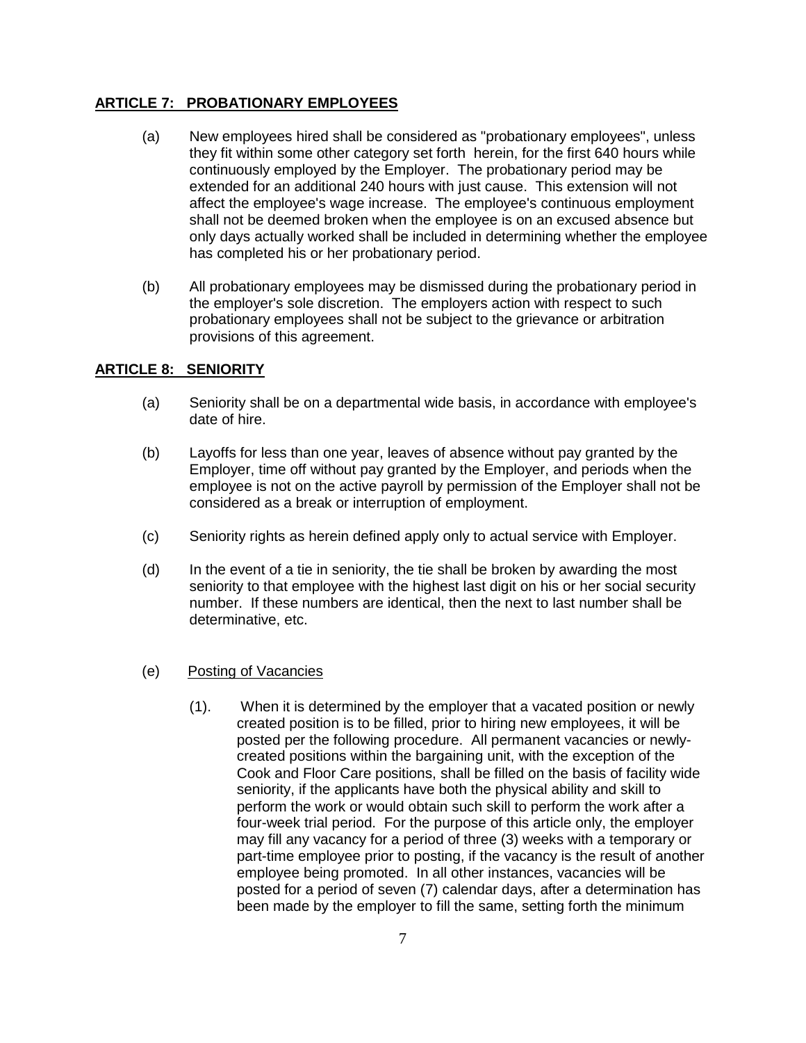## ARTICLE 7: PROBATIONARY EMPLOYEES

(a) New employees hired shall be considered as "probationary employees", unless they fit within some other category set forth herein, for the first 640 hours while continuously employed by the Employer. The probationary period may be extended for an additional 240 hours with just cause. This extension will not affect the employee's wage increase. The employee's continuous employment shall not be deemed broken when the employee is on an excused absence but only days actually worked shall be included in determining whether the employee has completed his or her probationary period.

(b) All probationary employees may be dismissed during the probationary period in the employer's sole discretion. The employers action with respect to such probationary employees shall not be subject to the grievance or arbitration provisions of this agreement.

## ARTICLE 8: SENIORITY

(a) Seniority shall be on a departmental wide basis, in accordance with employee's date of hire.

(b) Layoffs for less than one year, leaves of absence without pay granted by the Employer, time off without pay granted by the Employer, and periods when the employee is not on the active payroll by permission of the Employer shall not be considered as a break or interruption of employment.

(c) Seniority rights as herein defined apply only to actual service with Employer.

(d) In the event of a tie in seniority, the tie shall be broken by awarding the most seniority to that employee with the highest last digit on his or her social security number. If these numbers are identical, then the next to last number shall be determinative, etc.

(e) Posting of Vacancies

(1). When it is determined by the employer that a vacated position or newly created position is to be filled, prior to hiring new employees, it will be posted per the following procedure. All permanent vacancies or newly-created positions within the bargaining unit, with the exception of the Cook and Floor Care positions, shall be filled on the basis of facility wide seniority, if the applicants have both the physical ability and skill to perform the work or would obtain such skill to perform the work after a four-week trial period. For the purpose of this article only, the employer may fill any vacancy for a period of three (3) weeks with a temporary or part-time employee prior to posting, if the vacancy is the result of another employee being promoted. In all other instances, vacancies will be posted for a period of seven (7) calendar days, after a determination has been made by the employer to fill the same, setting forth the minimum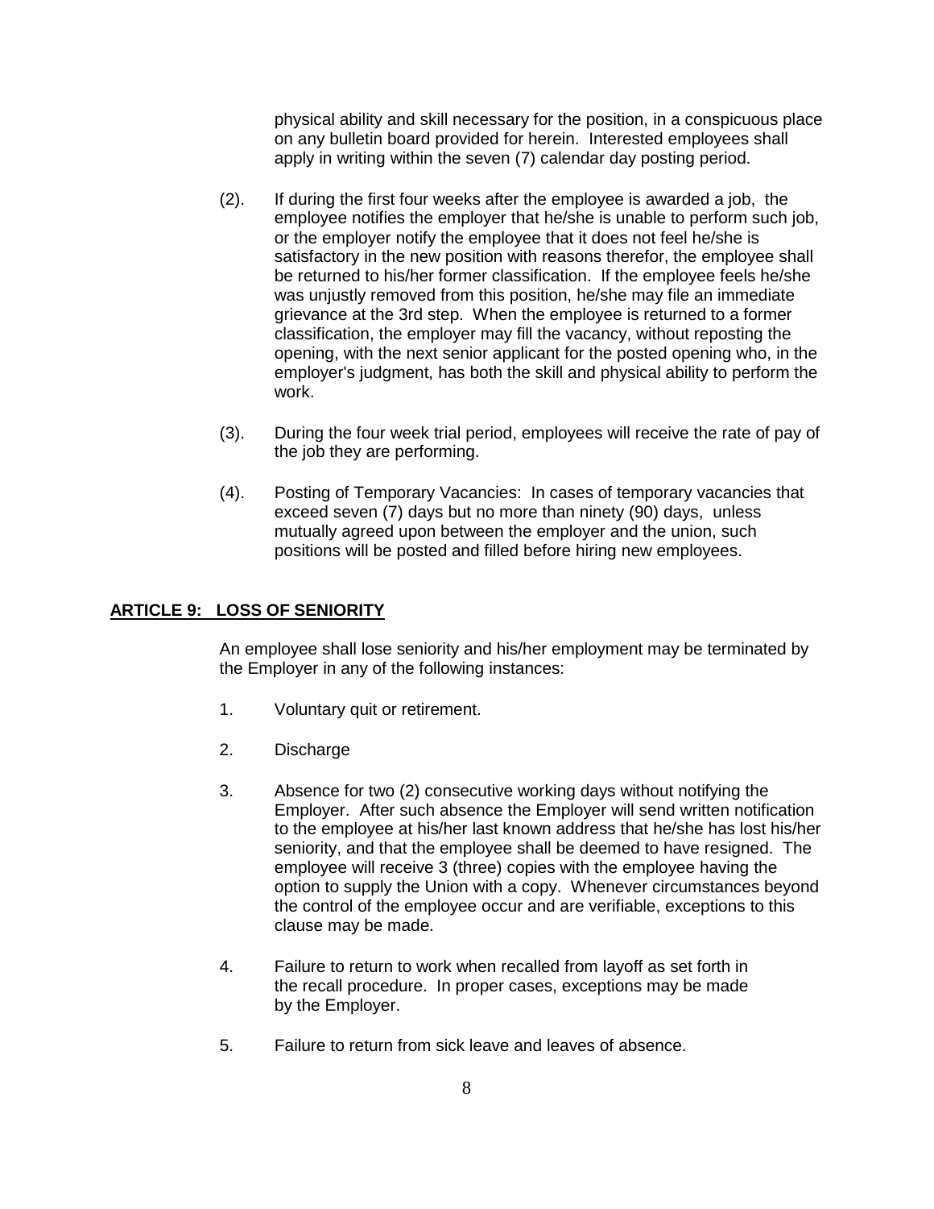physical ability and skill necessary for the position, in a conspicuous place on any bulletin board provided for herein. Interested employees shall apply in writing within the seven (7) calendar day posting period.

(2). If during the first four weeks after the employee is awarded a job, the employee notifies the employer that he/she is unable to perform such job, or the employer notify the employee that it does not feel he/she is satisfactory in the new position with reasons therefor, the employee shall be returned to his/her former classification. If the employee feels he/she was unjustly removed from this position, he/she may file an immediate grievance at the 3rd step. When the employee is returned to a former classification, the employer may fill the vacancy, without reposting the opening, with the next senior applicant for the posted opening who, in the employer's judgment, has both the skill and physical ability to perform the work.

(3). During the four week trial period, employees will receive the rate of pay of the job they are performing.

(4). Posting of Temporary Vacancies: In cases of temporary vacancies that exceed seven (7) days but no more than ninety (90) days, unless mutually agreed upon between the employer and the union, such positions will be posted and filled before hiring new employees.

## ARTICLE 9: LOSS OF SENIORITY

An employee shall lose seniority and his/her employment may be terminated by the Employer in any of the following instances:

1. Voluntary quit or retirement.

2. Discharge

3. Absence for two (2) consecutive working days without notifying the Employer. After such absence the Employer will send written notification to the employee at his/her last known address that he/she has lost his/her seniority, and that the employee shall be deemed to have resigned. The employee will receive 3 (three) copies with the employee having the option to supply the Union with a copy. Whenever circumstances beyond the control of the employee occur and are verifiable, exceptions to this clause may be made.

4. Failure to return to work when recalled from layoff as set forth in the recall procedure. In proper cases, exceptions may be made by the Employer.

5. Failure to return from sick leave and leaves of absence.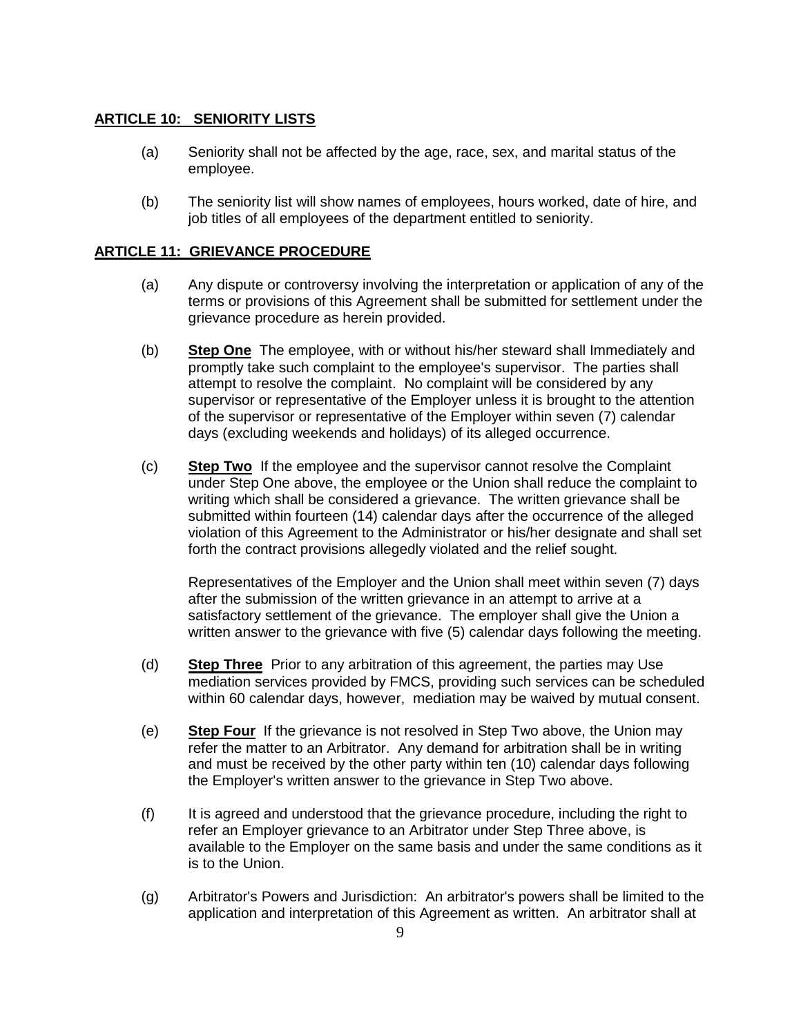## **ARTICLE 10: SENIORITY LISTS**

(a) Seniority shall not be affected by the age, race, sex, and marital status of the employee.

(b) The seniority list will show names of employees, hours worked, date of hire, and job titles of all employees of the department entitled to seniority.

## **ARTICLE 11: GRIEVANCE PROCEDURE**

(a) Any dispute or controversy involving the interpretation or application of any of the terms or provisions of this Agreement shall be submitted for settlement under the grievance procedure as herein provided.

(b) **Step One** The employee, with or without his/her steward shall Immediately and promptly take such complaint to the employee's supervisor. The parties shall attempt to resolve the complaint. No complaint will be considered by any supervisor or representative of the Employer unless it is brought to the attention of the supervisor or representative of the Employer within seven (7) calendar days (excluding weekends and holidays) of its alleged occurrence.

(c) **Step Two** If the employee and the supervisor cannot resolve the Complaint under Step One above, the employee or the Union shall reduce the complaint to writing which shall be considered a grievance. The written grievance shall be submitted within fourteen (14) calendar days after the occurrence of the alleged violation of this Agreement to the Administrator or his/her designate and shall set forth the contract provisions allegedly violated and the relief sought.

Representatives of the Employer and the Union shall meet within seven (7) days after the submission of the written grievance in an attempt to arrive at a satisfactory settlement of the grievance. The employer shall give the Union a written answer to the grievance with five (5) calendar days following the meeting.

(d) **Step Three** Prior to any arbitration of this agreement, the parties may Use mediation services provided by FMCS, providing such services can be scheduled within 60 calendar days, however, mediation may be waived by mutual consent.

(e) **Step Four** If the grievance is not resolved in Step Two above, the Union may refer the matter to an Arbitrator. Any demand for arbitration shall be in writing and must be received by the other party within ten (10) calendar days following the Employer's written answer to the grievance in Step Two above.

(f) It is agreed and understood that the grievance procedure, including the right to refer an Employer grievance to an Arbitrator under Step Three above, is available to the Employer on the same basis and under the same conditions as it is to the Union.

(g) Arbitrator's Powers and Jurisdiction: An arbitrator's powers shall be limited to the application and interpretation of this Agreement as written. An arbitrator shall at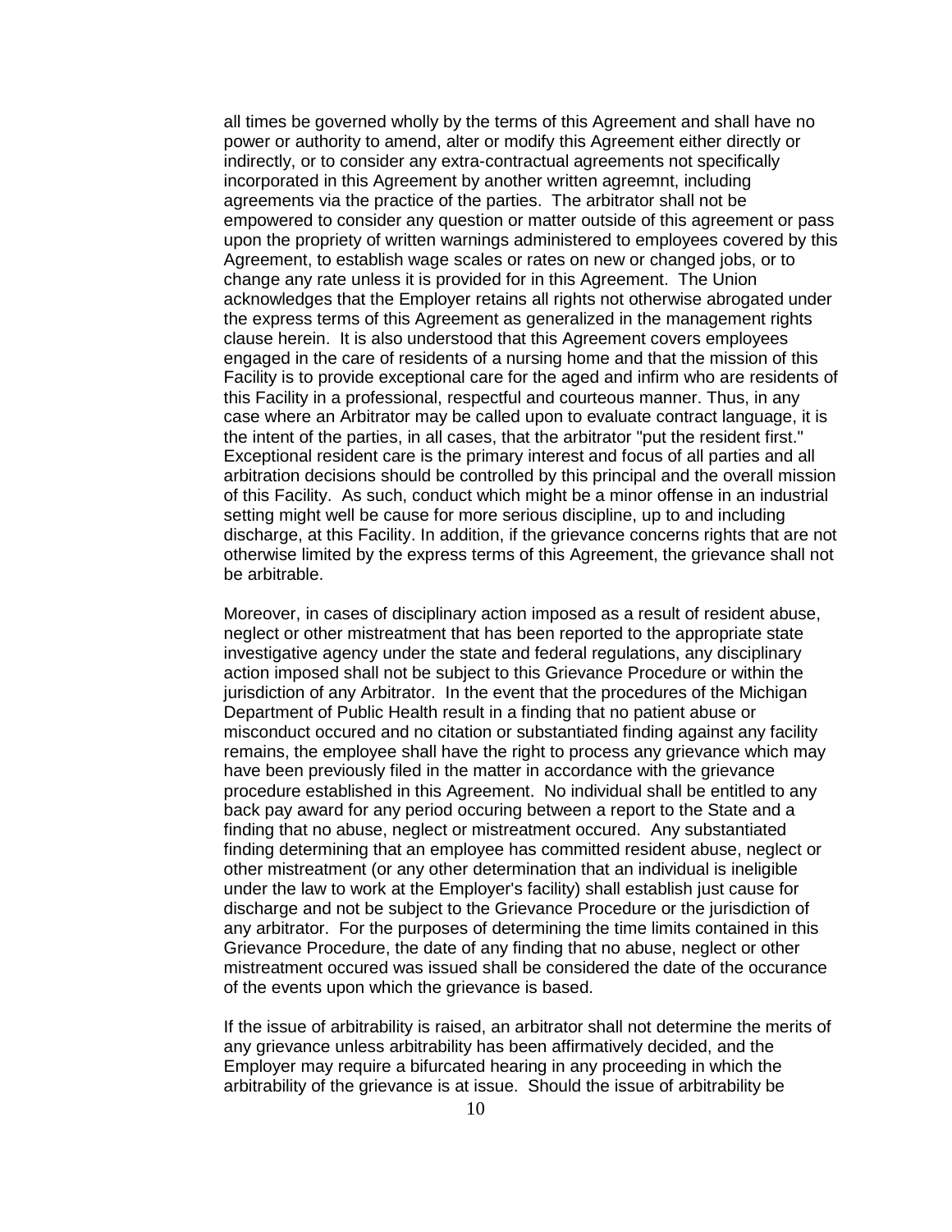all times be governed wholly by the terms of this Agreement and shall have no power or authority to amend, alter or modify this Agreement either directly or indirectly, or to consider any extra-contractual agreements not specifically incorporated in this Agreement by another written agreemnt, including agreements via the practice of the parties. The arbitrator shall not be empowered to consider any question or matter outside of this agreement or pass upon the propriety of written warnings administered to employees covered by this Agreement, to establish wage scales or rates on new or changed jobs, or to change any rate unless it is provided for in this Agreement. The Union acknowledges that the Employer retains all rights not otherwise abrogated under the express terms of this Agreement as generalized in the management rights clause herein. It is also understood that this Agreement covers employees engaged in the care of residents of a nursing home and that the mission of this Facility is to provide exceptional care for the aged and infirm who are residents of this Facility in a professional, respectful and courteous manner. Thus, in any case where an Arbitrator may be called upon to evaluate contract language, it is the intent of the parties, in all cases, that the arbitrator "put the resident first." Exceptional resident care is the primary interest and focus of all parties and all arbitration decisions should be controlled by this principal and the overall mission of this Facility. As such, conduct which might be a minor offense in an industrial setting might well be cause for more serious discipline, up to and including discharge, at this Facility. In addition, if the grievance concerns rights that are not otherwise limited by the express terms of this Agreement, the grievance shall not be arbitrable.

Moreover, in cases of disciplinary action imposed as a result of resident abuse, neglect or other mistreatment that has been reported to the appropriate state investigative agency under the state and federal regulations, any disciplinary action imposed shall not be subject to this Grievance Procedure or within the jurisdiction of any Arbitrator. In the event that the procedures of the Michigan Department of Public Health result in a finding that no patient abuse or misconduct occured and no citation or substantiated finding against any facility remains, the employee shall have the right to process any grievance which may have been previously filed in the matter in accordance with the grievance procedure established in this Agreement. No individual shall be entitled to any back pay award for any period occuring between a report to the State and a finding that no abuse, neglect or mistreatment occured. Any substantiated finding determining that an employee has committed resident abuse, neglect or other mistreatment (or any other determination that an individual is ineligible under the law to work at the Employer's facility) shall establish just cause for discharge and not be subject to the Grievance Procedure or the jurisdiction of any arbitrator. For the purposes of determining the time limits contained in this Grievance Procedure, the date of any finding that no abuse, neglect or other mistreatment occured was issued shall be considered the date of the occurance of the events upon which the grievance is based.

If the issue of arbitrability is raised, an arbitrator shall not determine the merits of any grievance unless arbitrability has been affirmatively decided, and the Employer may require a bifurcated hearing in any proceeding in which the arbitrability of the grievance is at issue. Should the issue of arbitrability be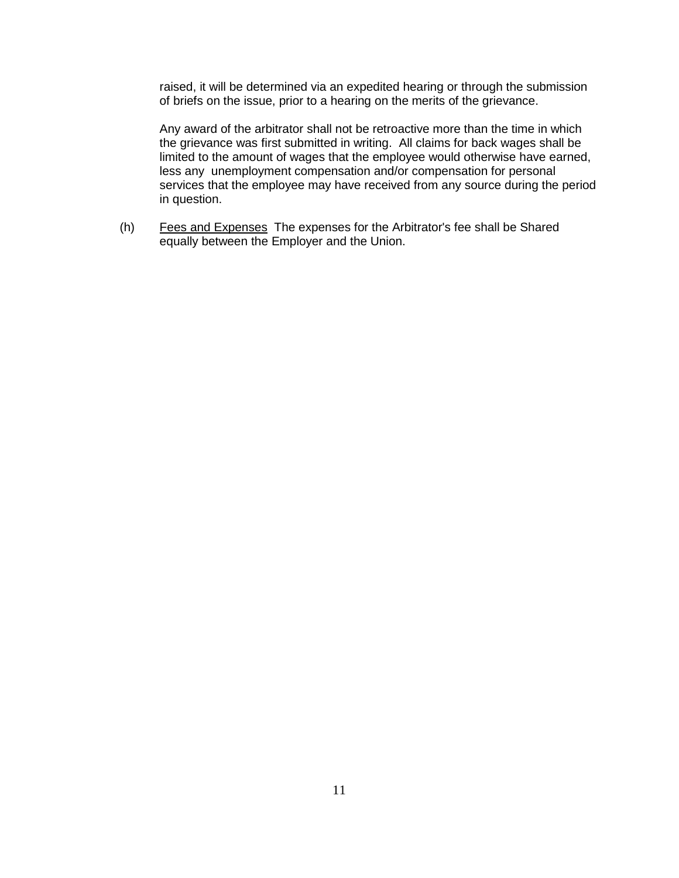raised, it will be determined via an expedited hearing or through the submission of briefs on the issue, prior to a hearing on the merits of the grievance.

Any award of the arbitrator shall not be retroactive more than the time in which the grievance was first submitted in writing. All claims for back wages shall be limited to the amount of wages that the employee would otherwise have earned, less any unemployment compensation and/or compensation for personal services that the employee may have received from any source during the period in question.

(h) Fees and Expenses The expenses for the Arbitrator's fee shall be Shared equally between the Employer and the Union.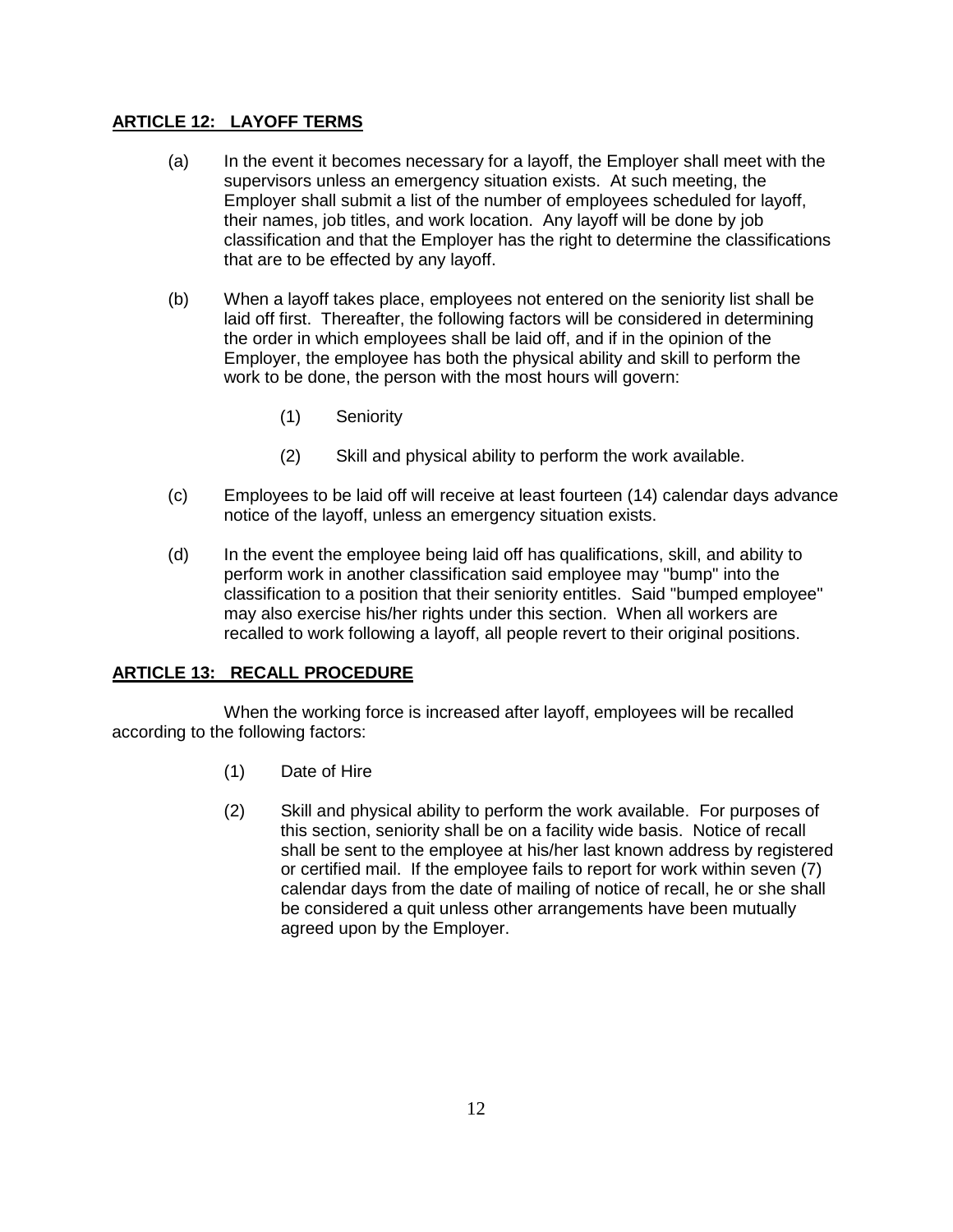## ARTICLE 12: LAYOFF TERMS

(a) In the event it becomes necessary for a layoff, the Employer shall meet with the supervisors unless an emergency situation exists. At such meeting, the Employer shall submit a list of the number of employees scheduled for layoff, their names, job titles, and work location. Any layoff will be done by job classification and that the Employer has the right to determine the classifications that are to be effected by any layoff.

(b) When a layoff takes place, employees not entered on the seniority list shall be laid off first. Thereafter, the following factors will be considered in determining the order in which employees shall be laid off, and if in the opinion of the Employer, the employee has both the physical ability and skill to perform the work to be done, the person with the most hours will govern:

(1) Seniority

(2) Skill and physical ability to perform the work available.

(c) Employees to be laid off will receive at least fourteen (14) calendar days advance notice of the layoff, unless an emergency situation exists.

(d) In the event the employee being laid off has qualifications, skill, and ability to perform work in another classification said employee may "bump" into the classification to a position that their seniority entitles. Said "bumped employee" may also exercise his/her rights under this section. When all workers are recalled to work following a layoff, all people revert to their original positions.

## ARTICLE 13: RECALL PROCEDURE

When the working force is increased after layoff, employees will be recalled according to the following factors:

(1) Date of Hire

(2) Skill and physical ability to perform the work available. For purposes of this section, seniority shall be on a facility wide basis. Notice of recall shall be sent to the employee at his/her last known address by registered or certified mail. If the employee fails to report for work within seven (7) calendar days from the date of mailing of notice of recall, he or she shall be considered a quit unless other arrangements have been mutually agreed upon by the Employer.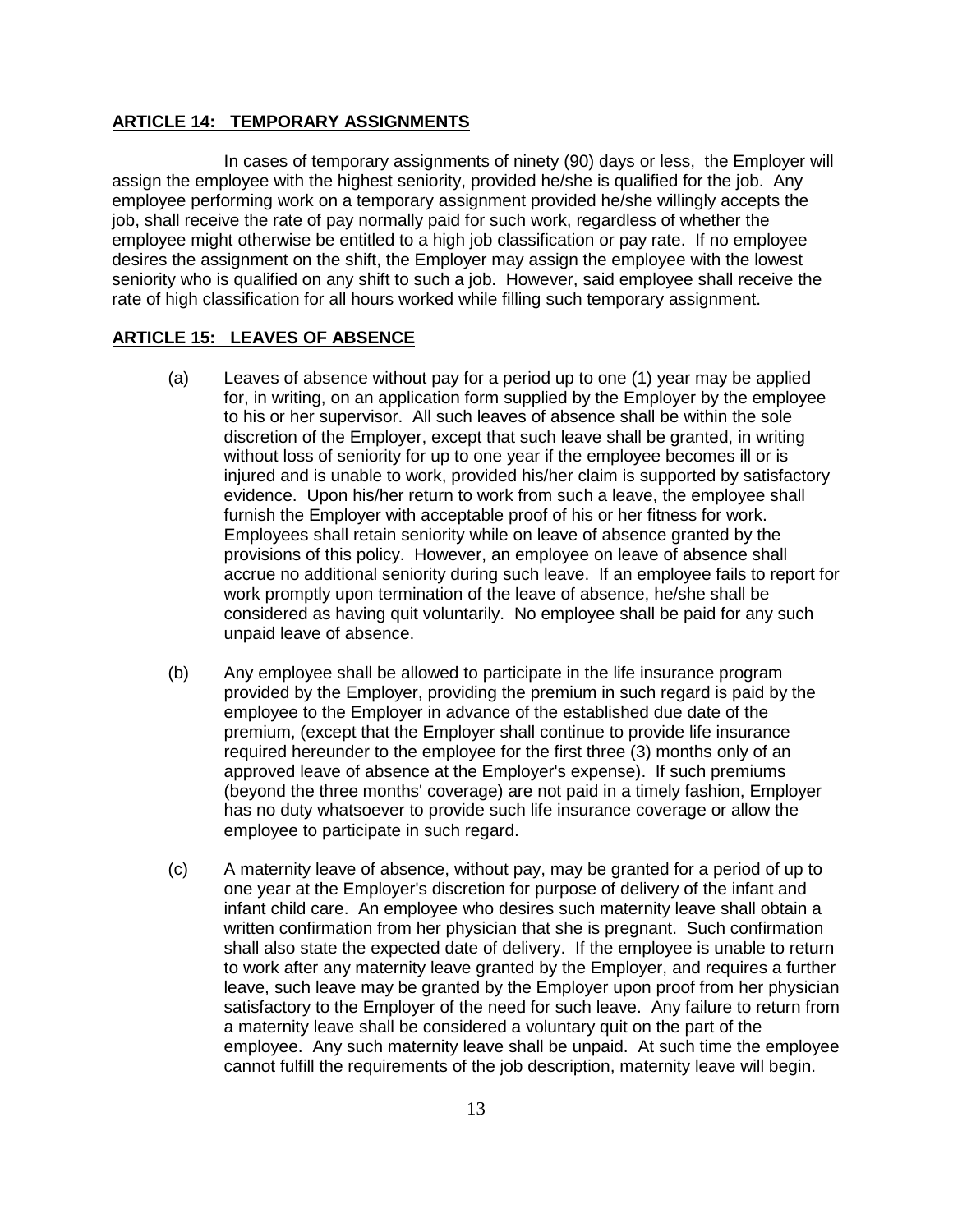## ARTICLE 14: TEMPORARY ASSIGNMENTS

In cases of temporary assignments of ninety (90) days or less, the Employer will assign the employee with the highest seniority, provided he/she is qualified for the job. Any employee performing work on a temporary assignment provided he/she willingly accepts the job, shall receive the rate of pay normally paid for such work, regardless of whether the employee might otherwise be entitled to a high job classification or pay rate. If no employee desires the assignment on the shift, the Employer may assign the employee with the lowest seniority who is qualified on any shift to such a job. However, said employee shall receive the rate of high classification for all hours worked while filling such temporary assignment.

## ARTICLE 15: LEAVES OF ABSENCE

(a) Leaves of absence without pay for a period up to one (1) year may be applied for, in writing, on an application form supplied by the Employer by the employee to his or her supervisor. All such leaves of absence shall be within the sole discretion of the Employer, except that such leave shall be granted, in writing without loss of seniority for up to one year if the employee becomes ill or is injured and is unable to work, provided his/her claim is supported by satisfactory evidence. Upon his/her return to work from such a leave, the employee shall furnish the Employer with acceptable proof of his or her fitness for work. Employees shall retain seniority while on leave of absence granted by the provisions of this policy. However, an employee on leave of absence shall accrue no additional seniority during such leave. If an employee fails to report for work promptly upon termination of the leave of absence, he/she shall be considered as having quit voluntarily. No employee shall be paid for any such unpaid leave of absence.

(b) Any employee shall be allowed to participate in the life insurance program provided by the Employer, providing the premium in such regard is paid by the employee to the Employer in advance of the established due date of the premium, (except that the Employer shall continue to provide life insurance required hereunder to the employee for the first three (3) months only of an approved leave of absence at the Employer's expense). If such premiums (beyond the three months' coverage) are not paid in a timely fashion, Employer has no duty whatsoever to provide such life insurance coverage or allow the employee to participate in such regard.

(c) A maternity leave of absence, without pay, may be granted for a period of up to one year at the Employer's discretion for purpose of delivery of the infant and infant child care. An employee who desires such maternity leave shall obtain a written confirmation from her physician that she is pregnant. Such confirmation shall also state the expected date of delivery. If the employee is unable to return to work after any maternity leave granted by the Employer, and requires a further leave, such leave may be granted by the Employer upon proof from her physician satisfactory to the Employer of the need for such leave. Any failure to return from a maternity leave shall be considered a voluntary quit on the part of the employee. Any such maternity leave shall be unpaid. At such time the employee cannot fulfill the requirements of the job description, maternity leave will begin.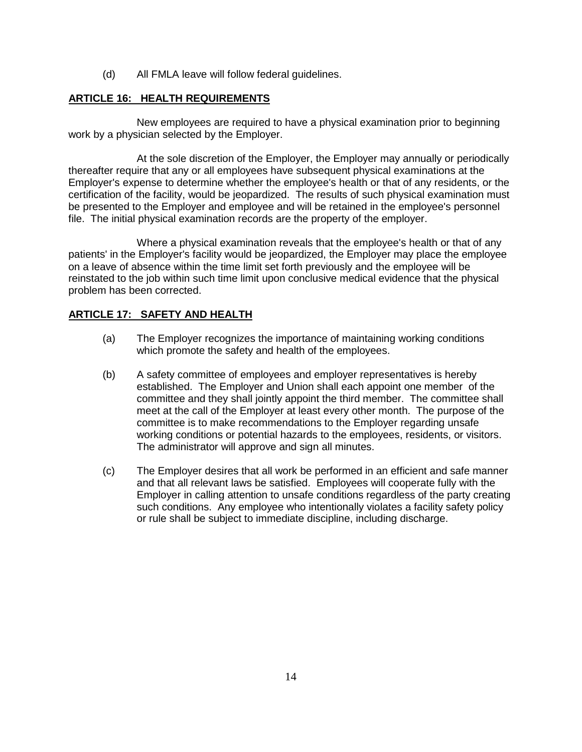(d) All FMLA leave will follow federal guidelines.

## ARTICLE 16: HEALTH REQUIREMENTS

New employees are required to have a physical examination prior to beginning work by a physician selected by the Employer.

At the sole discretion of the Employer, the Employer may annually or periodically thereafter require that any or all employees have subsequent physical examinations at the Employer's expense to determine whether the employee's health or that of any residents, or the certification of the facility, would be jeopardized. The results of such physical examination must be presented to the Employer and employee and will be retained in the employee's personnel file. The initial physical examination records are the property of the employer.

Where a physical examination reveals that the employee's health or that of any patients' in the Employer's facility would be jeopardized, the Employer may place the employee on a leave of absence within the time limit set forth previously and the employee will be reinstated to the job within such time limit upon conclusive medical evidence that the physical problem has been corrected.

## ARTICLE 17: SAFETY AND HEALTH

(a) The Employer recognizes the importance of maintaining working conditions which promote the safety and health of the employees.

(b) A safety committee of employees and employer representatives is hereby established. The Employer and Union shall each appoint one member of the committee and they shall jointly appoint the third member. The committee shall meet at the call of the Employer at least every other month. The purpose of the committee is to make recommendations to the Employer regarding unsafe working conditions or potential hazards to the employees, residents, or visitors. The administrator will approve and sign all minutes.

(c) The Employer desires that all work be performed in an efficient and safe manner and that all relevant laws be satisfied. Employees will cooperate fully with the Employer in calling attention to unsafe conditions regardless of the party creating such conditions. Any employee who intentionally violates a facility safety policy or rule shall be subject to immediate discipline, including discharge.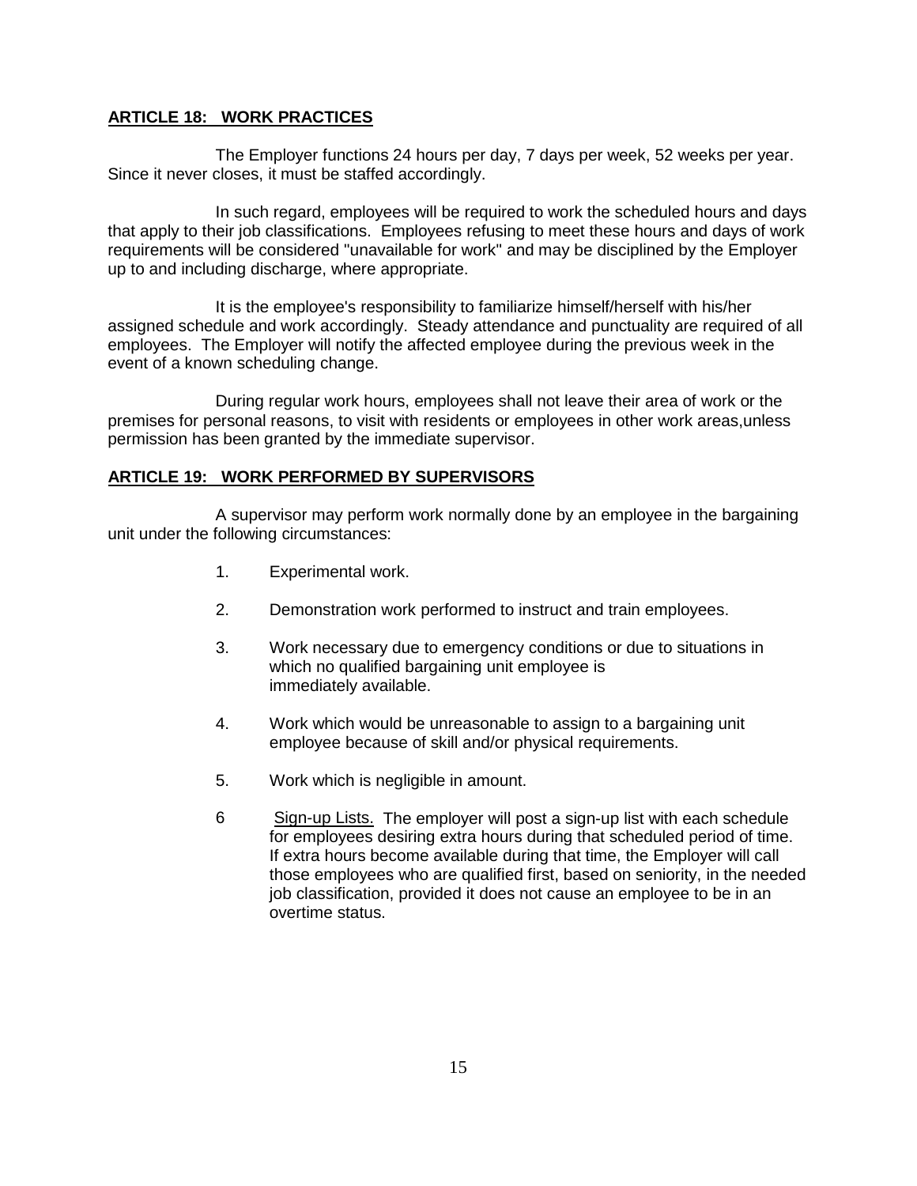**ARTICLE 18: WORK PRACTICES**

The Employer functions 24 hours per day, 7 days per week, 52 weeks per year. Since it never closes, it must be staffed accordingly.

In such regard, employees will be required to work the scheduled hours and days that apply to their job classifications. Employees refusing to meet these hours and days of work requirements will be considered "unavailable for work" and may be disciplined by the Employer up to and including discharge, where appropriate.

It is the employee's responsibility to familiarize himself/herself with his/her assigned schedule and work accordingly. Steady attendance and punctuality are required of all employees. The Employer will notify the affected employee during the previous week in the event of a known scheduling change.

During regular work hours, employees shall not leave their area of work or the premises for personal reasons, to visit with residents or employees in other work areas,unless permission has been granted by the immediate supervisor.

**ARTICLE 19: WORK PERFORMED BY SUPERVISORS**

A supervisor may perform work normally done by an employee in the bargaining unit under the following circumstances:

1. Experimental work.
2. Demonstration work performed to instruct and train employees.
3. Work necessary due to emergency conditions or due to situations in which no qualified bargaining unit employee is immediately available.
4. Work which would be unreasonable to assign to a bargaining unit employee because of skill and/or physical requirements.
5. Work which is negligible in amount.
6. Sign-up Lists. The employer will post a sign-up list with each schedule for employees desiring extra hours during that scheduled period of time. If extra hours become available during that time, the Employer will call those employees who are qualified first, based on seniority, in the needed job classification, provided it does not cause an employee to be in an overtime status.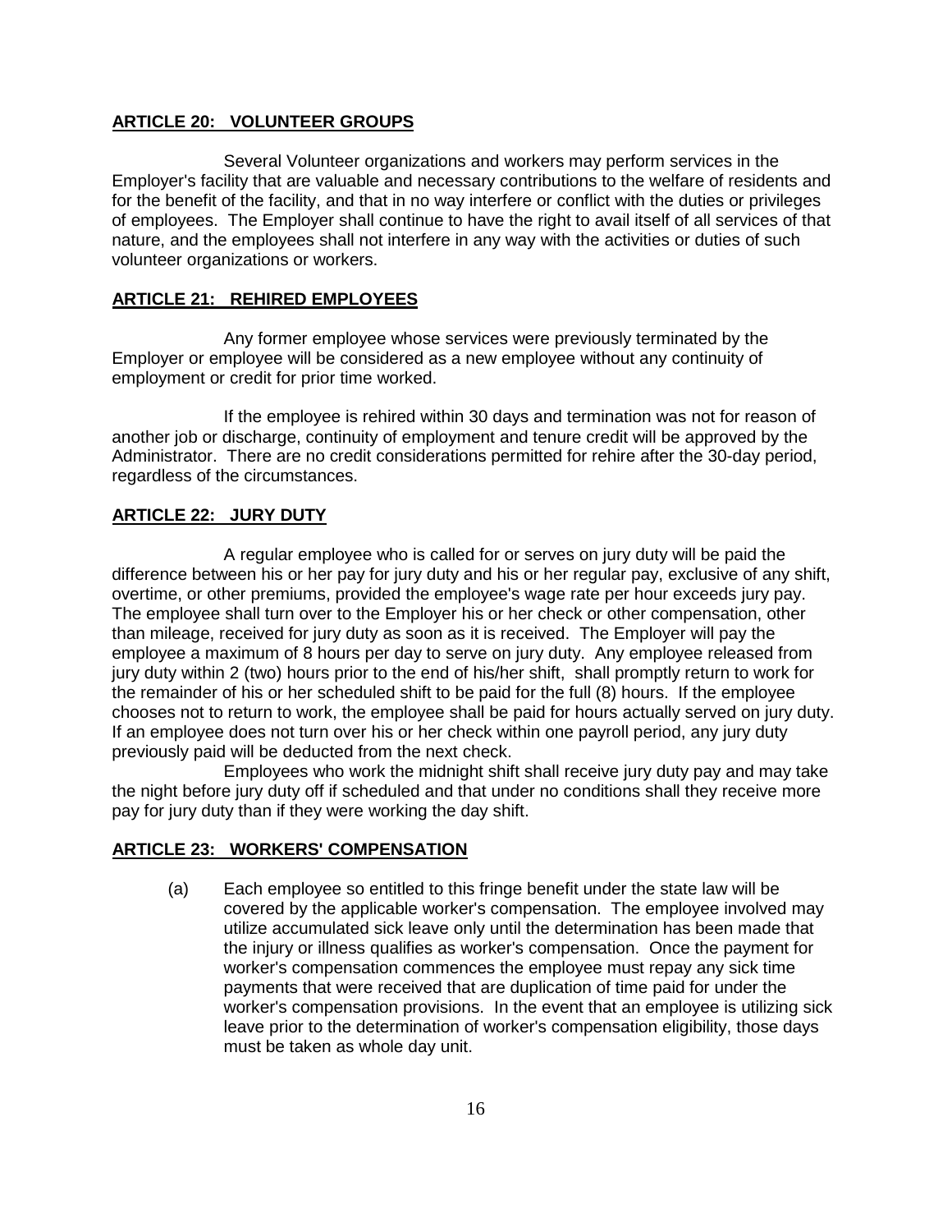## ARTICLE 20: VOLUNTEER GROUPS

Several Volunteer organizations and workers may perform services in the Employer's facility that are valuable and necessary contributions to the welfare of residents and for the benefit of the facility, and that in no way interfere or conflict with the duties or privileges of employees. The Employer shall continue to have the right to avail itself of all services of that nature, and the employees shall not interfere in any way with the activities or duties of such volunteer organizations or workers.

## ARTICLE 21: REHIRED EMPLOYEES

Any former employee whose services were previously terminated by the Employer or employee will be considered as a new employee without any continuity of employment or credit for prior time worked.

If the employee is rehired within 30 days and termination was not for reason of another job or discharge, continuity of employment and tenure credit will be approved by the Administrator. There are no credit considerations permitted for rehire after the 30-day period, regardless of the circumstances.

## ARTICLE 22: JURY DUTY

A regular employee who is called for or serves on jury duty will be paid the difference between his or her pay for jury duty and his or her regular pay, exclusive of any shift, overtime, or other premiums, provided the employee's wage rate per hour exceeds jury pay. The employee shall turn over to the Employer his or her check or other compensation, other than mileage, received for jury duty as soon as it is received. The Employer will pay the employee a maximum of 8 hours per day to serve on jury duty. Any employee released from jury duty within 2 (two) hours prior to the end of his/her shift, shall promptly return to work for the remainder of his or her scheduled shift to be paid for the full (8) hours. If the employee chooses not to return to work, the employee shall be paid for hours actually served on jury duty. If an employee does not turn over his or her check within one payroll period, any jury duty previously paid will be deducted from the next check.

Employees who work the midnight shift shall receive jury duty pay and may take the night before jury duty off if scheduled and that under no conditions shall they receive more pay for jury duty than if they were working the day shift.

## ARTICLE 23: WORKERS' COMPENSATION

(a) Each employee so entitled to this fringe benefit under the state law will be covered by the applicable worker's compensation. The employee involved may utilize accumulated sick leave only until the determination has been made that the injury or illness qualifies as worker's compensation. Once the payment for worker's compensation commences the employee must repay any sick time payments that were received that are duplication of time paid for under the worker's compensation provisions. In the event that an employee is utilizing sick leave prior to the determination of worker's compensation eligibility, those days must be taken as whole day unit.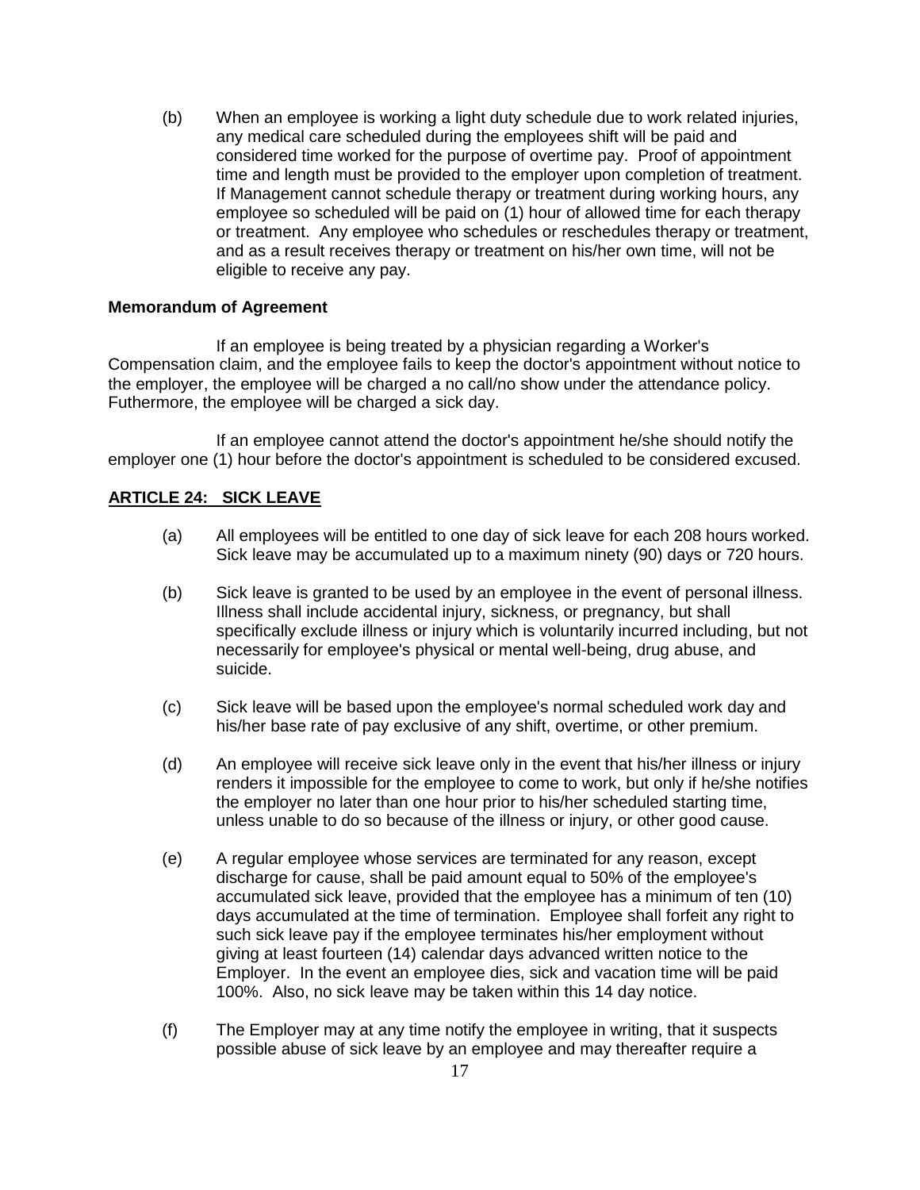(b) When an employee is working a light duty schedule due to work related injuries, any medical care scheduled during the employees shift will be paid and considered time worked for the purpose of overtime pay. Proof of appointment time and length must be provided to the employer upon completion of treatment. If Management cannot schedule therapy or treatment during working hours, any employee so scheduled will be paid on (1) hour of allowed time for each therapy or treatment. Any employee who schedules or reschedules therapy or treatment, and as a result receives therapy or treatment on his/her own time, will not be eligible to receive any pay.

**Memorandum of Agreement**

If an employee is being treated by a physician regarding a Worker's Compensation claim, and the employee fails to keep the doctor's appointment without notice to the employer, the employee will be charged a no call/no show under the attendance policy. Futhermore, the employee will be charged a sick day.

If an employee cannot attend the doctor's appointment he/she should notify the employer one (1) hour before the doctor's appointment is scheduled to be considered excused.

## ARTICLE 24: SICK LEAVE

(a) All employees will be entitled to one day of sick leave for each 208 hours worked. Sick leave may be accumulated up to a maximum ninety (90) days or 720 hours.

(b) Sick leave is granted to be used by an employee in the event of personal illness. Illness shall include accidental injury, sickness, or pregnancy, but shall specifically exclude illness or injury which is voluntarily incurred including, but not necessarily for employee's physical or mental well-being, drug abuse, and suicide.

(c) Sick leave will be based upon the employee's normal scheduled work day and his/her base rate of pay exclusive of any shift, overtime, or other premium.

(d) An employee will receive sick leave only in the event that his/her illness or injury renders it impossible for the employee to come to work, but only if he/she notifies the employer no later than one hour prior to his/her scheduled starting time, unless unable to do so because of the illness or injury, or other good cause.

(e) A regular employee whose services are terminated for any reason, except discharge for cause, shall be paid amount equal to 50% of the employee's accumulated sick leave, provided that the employee has a minimum of ten (10) days accumulated at the time of termination. Employee shall forfeit any right to such sick leave pay if the employee terminates his/her employment without giving at least fourteen (14) calendar days advanced written notice to the Employer. In the event an employee dies, sick and vacation time will be paid 100%. Also, no sick leave may be taken within this 14 day notice.

(f) The Employer may at any time notify the employee in writing, that it suspects possible abuse of sick leave by an employee and may thereafter require a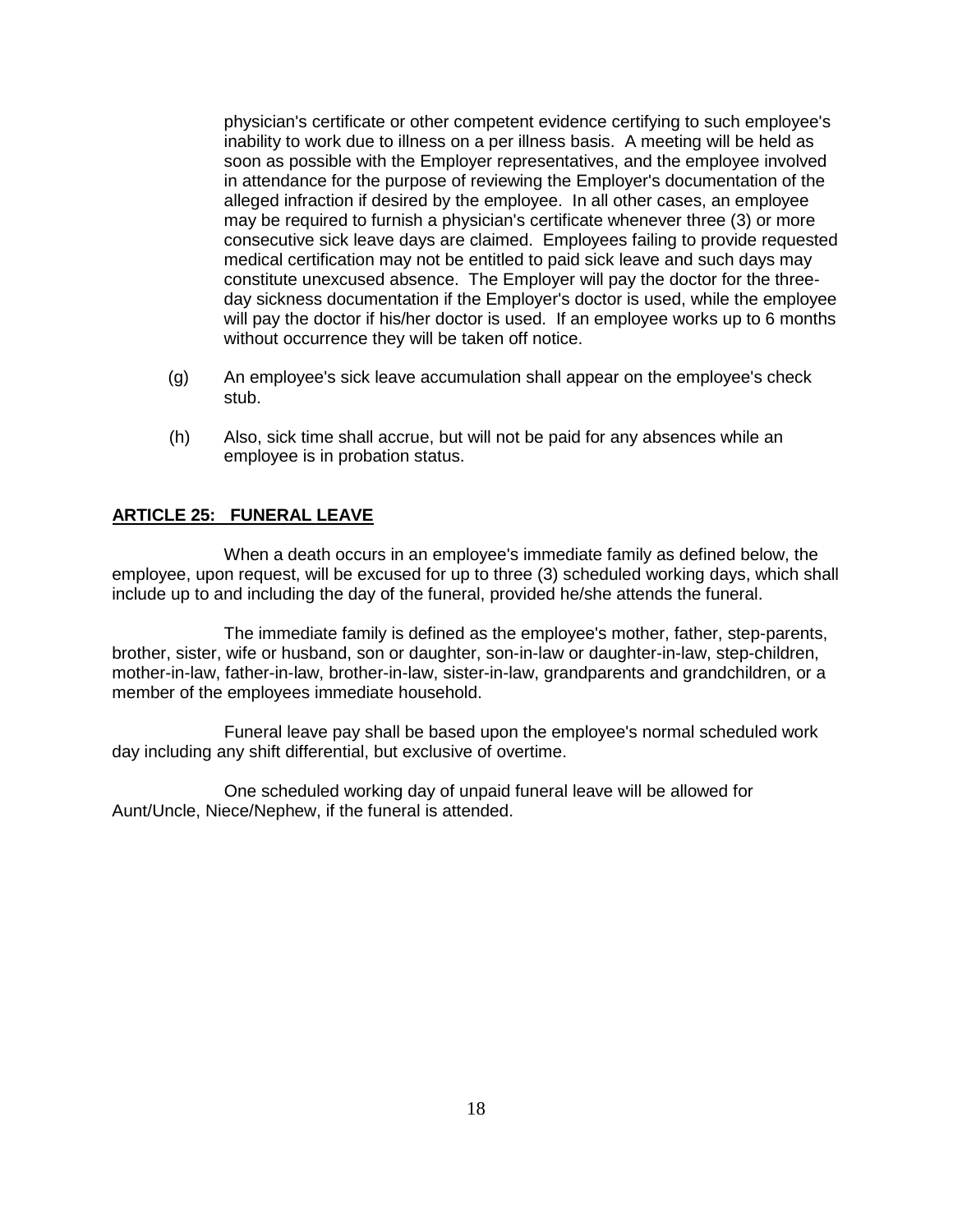physician's certificate or other competent evidence certifying to such employee's inability to work due to illness on a per illness basis. A meeting will be held as soon as possible with the Employer representatives, and the employee involved in attendance for the purpose of reviewing the Employer's documentation of the alleged infraction if desired by the employee. In all other cases, an employee may be required to furnish a physician's certificate whenever three (3) or more consecutive sick leave days are claimed. Employees failing to provide requested medical certification may not be entitled to paid sick leave and such days may constitute unexcused absence. The Employer will pay the doctor for the three-day sickness documentation if the Employer's doctor is used, while the employee will pay the doctor if his/her doctor is used. If an employee works up to 6 months without occurrence they will be taken off notice.

(g) An employee's sick leave accumulation shall appear on the employee's check stub.

(h) Also, sick time shall accrue, but will not be paid for any absences while an employee is in probation status.

## ARTICLE 25: FUNERAL LEAVE

When a death occurs in an employee's immediate family as defined below, the employee, upon request, will be excused for up to three (3) scheduled working days, which shall include up to and including the day of the funeral, provided he/she attends the funeral.

The immediate family is defined as the employee's mother, father, step-parents, brother, sister, wife or husband, son or daughter, son-in-law or daughter-in-law, step-children, mother-in-law, father-in-law, brother-in-law, sister-in-law, grandparents and grandchildren, or a member of the employees immediate household.

Funeral leave pay shall be based upon the employee's normal scheduled work day including any shift differential, but exclusive of overtime.

One scheduled working day of unpaid funeral leave will be allowed for Aunt/Uncle, Niece/Nephew, if the funeral is attended.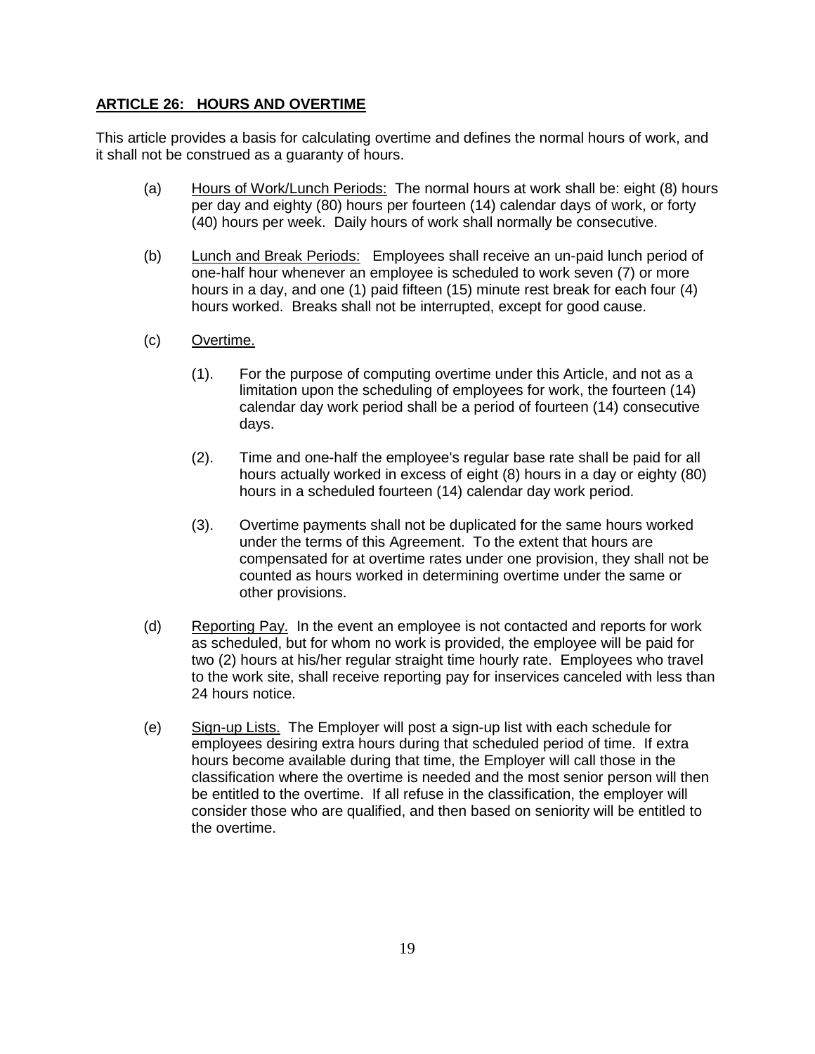## ARTICLE 26: HOURS AND OVERTIME

This article provides a basis for calculating overtime and defines the normal hours of work, and it shall not be construed as a guaranty of hours.

(a) Hours of Work/Lunch Periods: The normal hours at work shall be: eight (8) hours per day and eighty (80) hours per fourteen (14) calendar days of work, or forty (40) hours per week. Daily hours of work shall normally be consecutive.

(b) Lunch and Break Periods: Employees shall receive an un-paid lunch period of one-half hour whenever an employee is scheduled to work seven (7) or more hours in a day, and one (1) paid fifteen (15) minute rest break for each four (4) hours worked. Breaks shall not be interrupted, except for good cause.

(c) Overtime.

(1). For the purpose of computing overtime under this Article, and not as a limitation upon the scheduling of employees for work, the fourteen (14) calendar day work period shall be a period of fourteen (14) consecutive days.

(2). Time and one-half the employee's regular base rate shall be paid for all hours actually worked in excess of eight (8) hours in a day or eighty (80) hours in a scheduled fourteen (14) calendar day work period.

(3). Overtime payments shall not be duplicated for the same hours worked under the terms of this Agreement. To the extent that hours are compensated for at overtime rates under one provision, they shall not be counted as hours worked in determining overtime under the same or other provisions.

(d) Reporting Pay. In the event an employee is not contacted and reports for work as scheduled, but for whom no work is provided, the employee will be paid for two (2) hours at his/her regular straight time hourly rate. Employees who travel to the work site, shall receive reporting pay for inservices canceled with less than 24 hours notice.

(e) Sign-up Lists. The Employer will post a sign-up list with each schedule for employees desiring extra hours during that scheduled period of time. If extra hours become available during that time, the Employer will call those in the classification where the overtime is needed and the most senior person will then be entitled to the overtime. If all refuse in the classification, the employer will consider those who are qualified, and then based on seniority will be entitled to the overtime.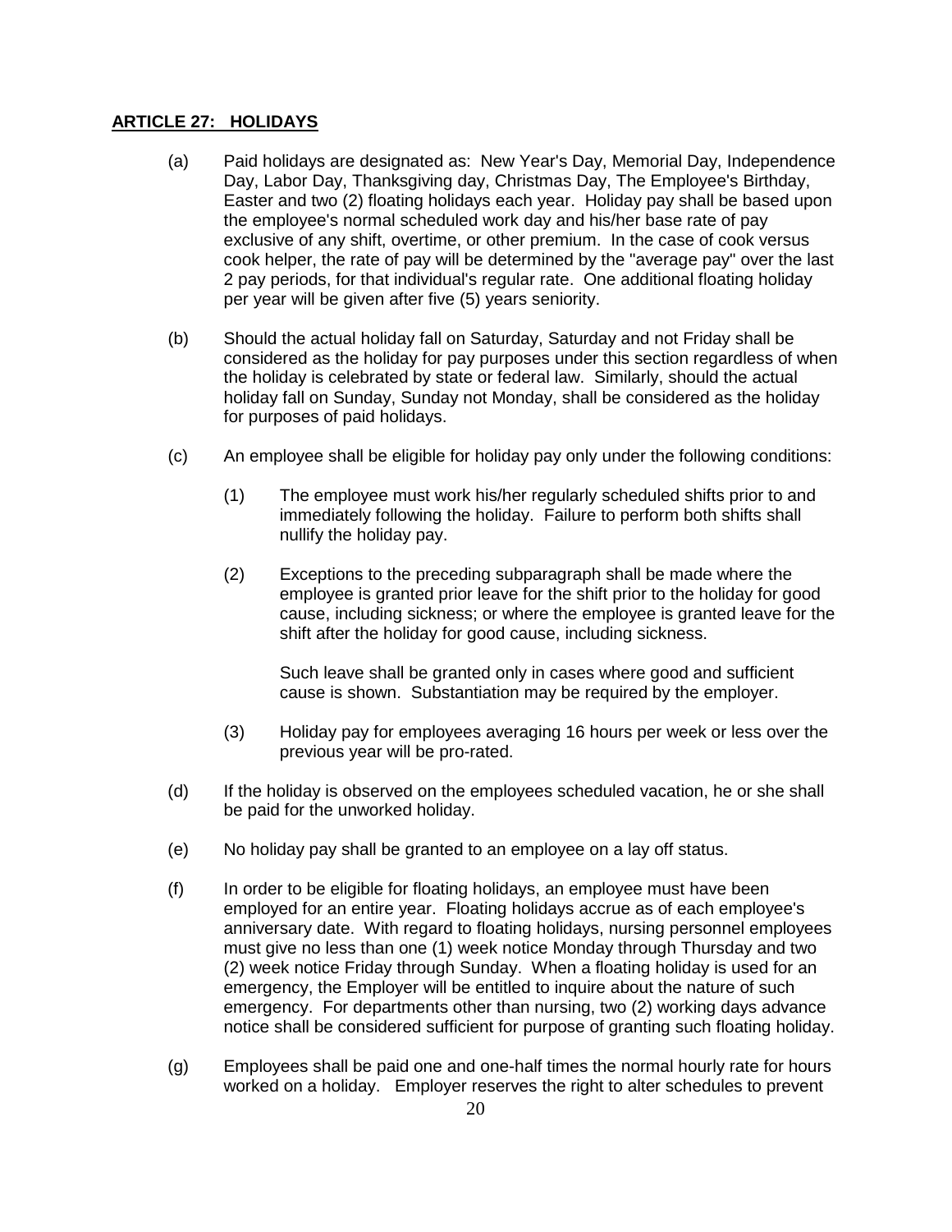## ARTICLE 27: HOLIDAYS

(a) Paid holidays are designated as: New Year's Day, Memorial Day, Independence Day, Labor Day, Thanksgiving day, Christmas Day, The Employee's Birthday, Easter and two (2) floating holidays each year. Holiday pay shall be based upon the employee's normal scheduled work day and his/her base rate of pay exclusive of any shift, overtime, or other premium. In the case of cook versus cook helper, the rate of pay will be determined by the "average pay" over the last 2 pay periods, for that individual's regular rate. One additional floating holiday per year will be given after five (5) years seniority.

(b) Should the actual holiday fall on Saturday, Saturday and not Friday shall be considered as the holiday for pay purposes under this section regardless of when the holiday is celebrated by state or federal law. Similarly, should the actual holiday fall on Sunday, Sunday not Monday, shall be considered as the holiday for purposes of paid holidays.

(c) An employee shall be eligible for holiday pay only under the following conditions:

(1) The employee must work his/her regularly scheduled shifts prior to and immediately following the holiday. Failure to perform both shifts shall nullify the holiday pay.

(2) Exceptions to the preceding subparagraph shall be made where the employee is granted prior leave for the shift prior to the holiday for good cause, including sickness; or where the employee is granted leave for the shift after the holiday for good cause, including sickness.

Such leave shall be granted only in cases where good and sufficient cause is shown. Substantiation may be required by the employer.

(3) Holiday pay for employees averaging 16 hours per week or less over the previous year will be pro-rated.

(d) If the holiday is observed on the employees scheduled vacation, he or she shall be paid for the unworked holiday.

(e) No holiday pay shall be granted to an employee on a lay off status.

(f) In order to be eligible for floating holidays, an employee must have been employed for an entire year. Floating holidays accrue as of each employee's anniversary date. With regard to floating holidays, nursing personnel employees must give no less than one (1) week notice Monday through Thursday and two (2) week notice Friday through Sunday. When a floating holiday is used for an emergency, the Employer will be entitled to inquire about the nature of such emergency. For departments other than nursing, two (2) working days advance notice shall be considered sufficient for purpose of granting such floating holiday.

(g) Employees shall be paid one and one-half times the normal hourly rate for hours worked on a holiday. Employer reserves the right to alter schedules to prevent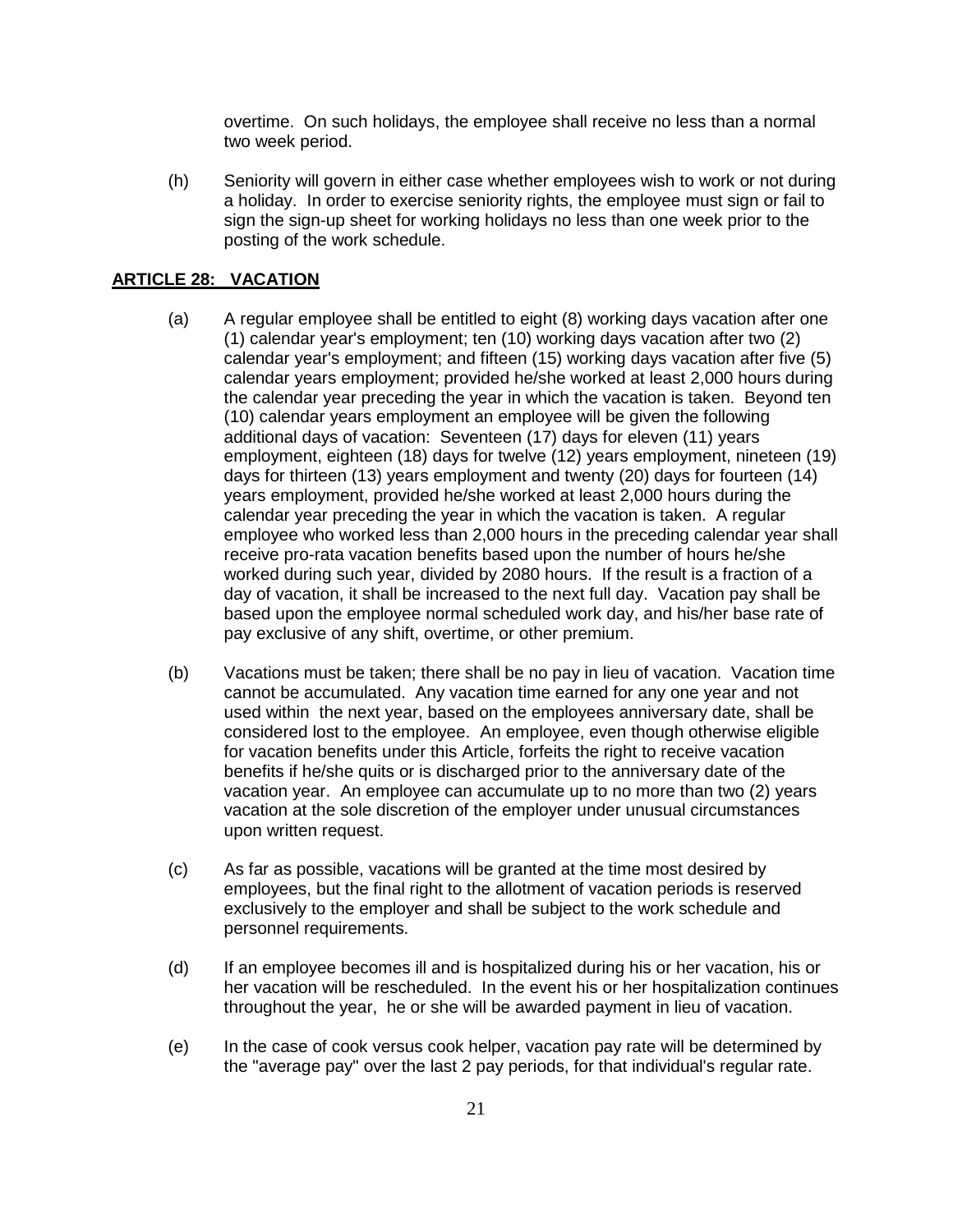overtime. On such holidays, the employee shall receive no less than a normal two week period.

(h) Seniority will govern in either case whether employees wish to work or not during a holiday. In order to exercise seniority rights, the employee must sign or fail to sign the sign-up sheet for working holidays no less than one week prior to the posting of the work schedule.

## **ARTICLE 28: VACATION**

(a) A regular employee shall be entitled to eight (8) working days vacation after one (1) calendar year's employment; ten (10) working days vacation after two (2) calendar year's employment; and fifteen (15) working days vacation after five (5) calendar years employment; provided he/she worked at least 2,000 hours during the calendar year preceding the year in which the vacation is taken. Beyond ten (10) calendar years employment an employee will be given the following additional days of vacation: Seventeen (17) days for eleven (11) years employment, eighteen (18) days for twelve (12) years employment, nineteen (19) days for thirteen (13) years employment and twenty (20) days for fourteen (14) years employment, provided he/she worked at least 2,000 hours during the calendar year preceding the year in which the vacation is taken. A regular employee who worked less than 2,000 hours in the preceding calendar year shall receive pro-rata vacation benefits based upon the number of hours he/she worked during such year, divided by 2080 hours. If the result is a fraction of a day of vacation, it shall be increased to the next full day. Vacation pay shall be based upon the employee normal scheduled work day, and his/her base rate of pay exclusive of any shift, overtime, or other premium.

(b) Vacations must be taken; there shall be no pay in lieu of vacation. Vacation time cannot be accumulated. Any vacation time earned for any one year and not used within the next year, based on the employees anniversary date, shall be considered lost to the employee. An employee, even though otherwise eligible for vacation benefits under this Article, forfeits the right to receive vacation benefits if he/she quits or is discharged prior to the anniversary date of the vacation year. An employee can accumulate up to no more than two (2) years vacation at the sole discretion of the employer under unusual circumstances upon written request.

(c) As far as possible, vacations will be granted at the time most desired by employees, but the final right to the allotment of vacation periods is reserved exclusively to the employer and shall be subject to the work schedule and personnel requirements.

(d) If an employee becomes ill and is hospitalized during his or her vacation, his or her vacation will be rescheduled. In the event his or her hospitalization continues throughout the year, he or she will be awarded payment in lieu of vacation.

(e) In the case of cook versus cook helper, vacation pay rate will be determined by the "average pay" over the last 2 pay periods, for that individual's regular rate.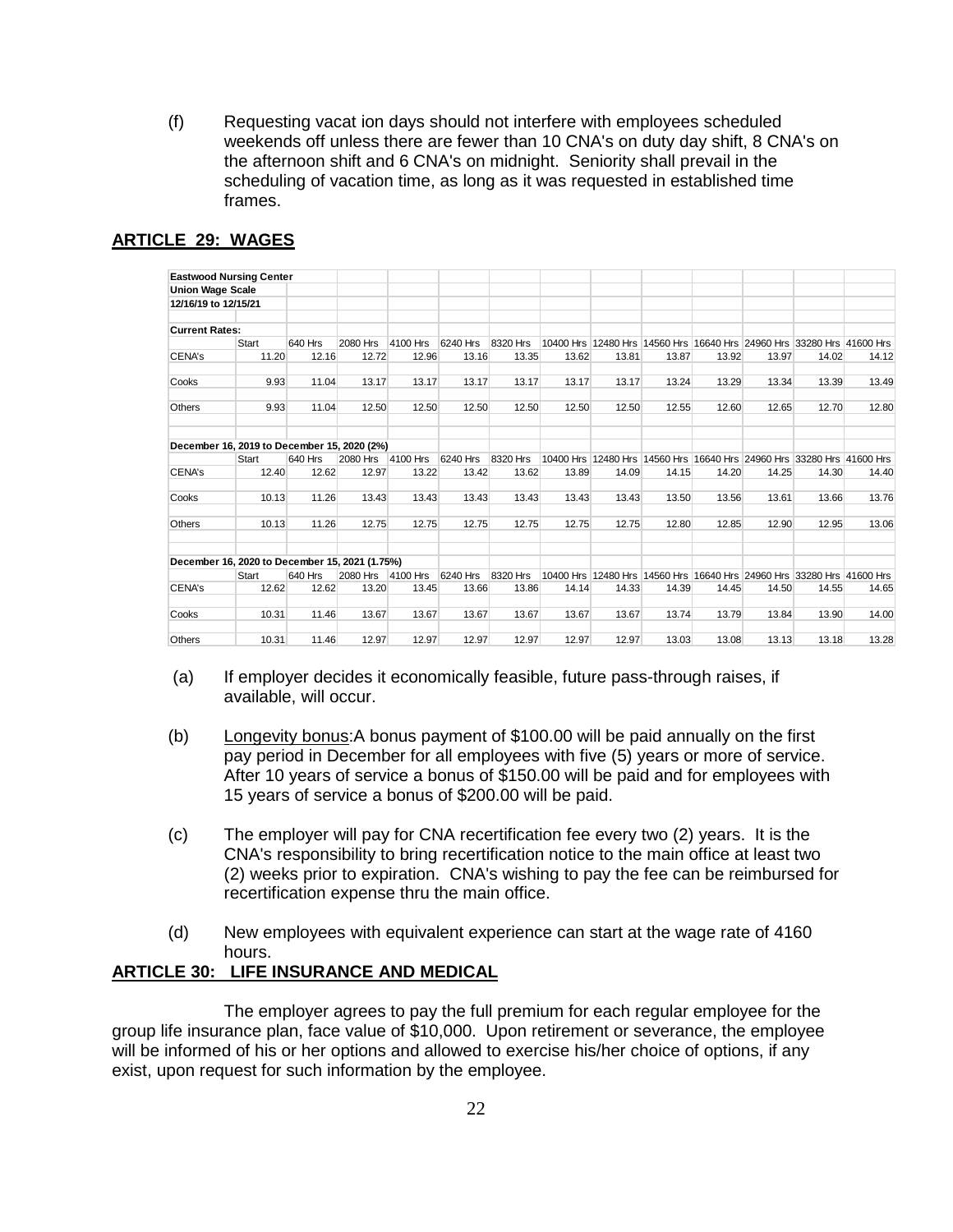(f) Requesting vacat ion days should not interfere with employees scheduled weekends off unless there are fewer than 10 CNA's on duty day shift, 8 CNA's on the afternoon shift and 6 CNA's on midnight. Seniority shall prevail in the scheduling of vacation time, as long as it was requested in established time frames.

## ARTICLE 29: WAGES

| **Eastwood Nursing Center** | | | | | | | | | | | | | |
|---|---|---|---|---|---|---|---|---|---|---|---|---|---|
| **Union Wage Scale** | | | | | | | | | | | | | |
| **12/16/19 to 12/15/21** | | | | | | | | | | | | | |
| **Current Rates:** | | | | | | | | | | | | | |
| | Start | 640 Hrs | 2080 Hrs | 4100 Hrs | 6240 Hrs | 8320 Hrs | 10400 Hrs | 12480 Hrs | 14560 Hrs | 16640 Hrs | 24960 Hrs | 33280 Hrs | 41600 Hrs |
| CENA's | 11.20 | 12.16 | 12.72 | 12.96 | 13.16 | 13.35 | 13.62 | 13.81 | 13.87 | 13.92 | 13.97 | 14.02 | 14.12 |
| Cooks | 9.93 | 11.04 | 13.17 | 13.17 | 13.17 | 13.17 | 13.17 | 13.17 | 13.24 | 13.29 | 13.34 | 13.39 | 13.49 |
| Others | 9.93 | 11.04 | 12.50 | 12.50 | 12.50 | 12.50 | 12.50 | 12.50 | 12.55 | 12.60 | 12.65 | 12.70 | 12.80 |
| **December 16, 2019 to December 15, 2020 (2%)** | | | | | | | | | | | | | |
| | Start | 640 Hrs | 2080 Hrs | 4100 Hrs | 6240 Hrs | 8320 Hrs | 10400 Hrs | 12480 Hrs | 14560 Hrs | 16640 Hrs | 24960 Hrs | 33280 Hrs | 41600 Hrs |
| CENA's | 12.40 | 12.62 | 12.97 | 13.22 | 13.42 | 13.62 | 13.89 | 14.09 | 14.15 | 14.20 | 14.25 | 14.30 | 14.40 |
| Cooks | 10.13 | 11.26 | 13.43 | 13.43 | 13.43 | 13.43 | 13.43 | 13.43 | 13.50 | 13.56 | 13.61 | 13.66 | 13.76 |
| Others | 10.13 | 11.26 | 12.75 | 12.75 | 12.75 | 12.75 | 12.75 | 12.75 | 12.80 | 12.85 | 12.90 | 12.95 | 13.06 |
| **December 16, 2020 to December 15, 2021 (1.75%)** | | | | | | | | | | | | | |
| | Start | 640 Hrs | 2080 Hrs | 4100 Hrs | 6240 Hrs | 8320 Hrs | 10400 Hrs | 12480 Hrs | 14560 Hrs | 16640 Hrs | 24960 Hrs | 33280 Hrs | 41600 Hrs |
| CENA's | 12.62 | 12.62 | 13.20 | 13.45 | 13.66 | 13.86 | 14.14 | 14.33 | 14.39 | 14.45 | 14.50 | 14.55 | 14.65 |
| Cooks | 10.31 | 11.46 | 13.67 | 13.67 | 13.67 | 13.67 | 13.67 | 13.67 | 13.74 | 13.79 | 13.84 | 13.90 | 14.00 |
| Others | 10.31 | 11.46 | 12.97 | 12.97 | 12.97 | 12.97 | 12.97 | 12.97 | 13.03 | 13.08 | 13.13 | 13.18 | 13.28 |

(a) If employer decides it economically feasible, future pass-through raises, if available, will occur.

(b) Longevity bonus:A bonus payment of $100.00 will be paid annually on the first pay period in December for all employees with five (5) years or more of service. After 10 years of service a bonus of $150.00 will be paid and for employees with 15 years of service a bonus of $200.00 will be paid.

(c) The employer will pay for CNA recertification fee every two (2) years. It is the CNA's responsibility to bring recertification notice to the main office at least two (2) weeks prior to expiration. CNA's wishing to pay the fee can be reimbursed for recertification expense thru the main office.

(d) New employees with equivalent experience can start at the wage rate of 4160 hours.

## ARTICLE 30: LIFE INSURANCE AND MEDICAL

The employer agrees to pay the full premium for each regular employee for the group life insurance plan, face value of $10,000. Upon retirement or severance, the employee will be informed of his or her options and allowed to exercise his/her choice of options, if any exist, upon request for such information by the employee.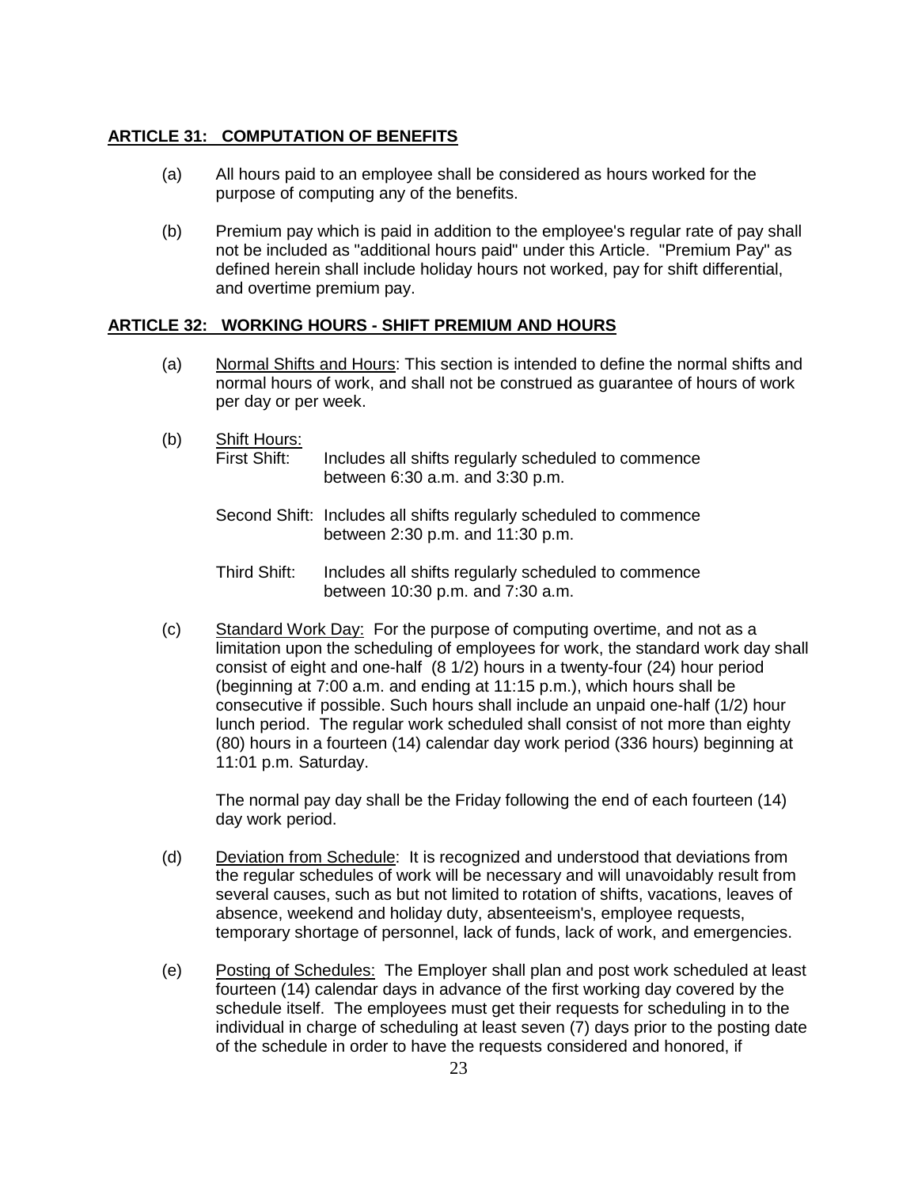## ARTICLE 31: COMPUTATION OF BENEFITS

(a) All hours paid to an employee shall be considered as hours worked for the purpose of computing any of the benefits.

(b) Premium pay which is paid in addition to the employee's regular rate of pay shall not be included as "additional hours paid" under this Article. "Premium Pay" as defined herein shall include holiday hours not worked, pay for shift differential, and overtime premium pay.

## ARTICLE 32: WORKING HOURS - SHIFT PREMIUM AND HOURS

(a) Normal Shifts and Hours: This section is intended to define the normal shifts and normal hours of work, and shall not be construed as guarantee of hours of work per day or per week.

(b) Shift Hours:

First Shift: Includes all shifts regularly scheduled to commence between 6:30 a.m. and 3:30 p.m.

Second Shift: Includes all shifts regularly scheduled to commence between 2:30 p.m. and 11:30 p.m.

Third Shift: Includes all shifts regularly scheduled to commence between 10:30 p.m. and 7:30 a.m.

(c) Standard Work Day: For the purpose of computing overtime, and not as a limitation upon the scheduling of employees for work, the standard work day shall consist of eight and one-half (8 1/2) hours in a twenty-four (24) hour period (beginning at 7:00 a.m. and ending at 11:15 p.m.), which hours shall be consecutive if possible. Such hours shall include an unpaid one-half (1/2) hour lunch period. The regular work scheduled shall consist of not more than eighty (80) hours in a fourteen (14) calendar day work period (336 hours) beginning at 11:01 p.m. Saturday.

The normal pay day shall be the Friday following the end of each fourteen (14) day work period.

(d) Deviation from Schedule: It is recognized and understood that deviations from the regular schedules of work will be necessary and will unavoidably result from several causes, such as but not limited to rotation of shifts, vacations, leaves of absence, weekend and holiday duty, absenteeism's, employee requests, temporary shortage of personnel, lack of funds, lack of work, and emergencies.

(e) Posting of Schedules: The Employer shall plan and post work scheduled at least fourteen (14) calendar days in advance of the first working day covered by the schedule itself. The employees must get their requests for scheduling in to the individual in charge of scheduling at least seven (7) days prior to the posting date of the schedule in order to have the requests considered and honored, if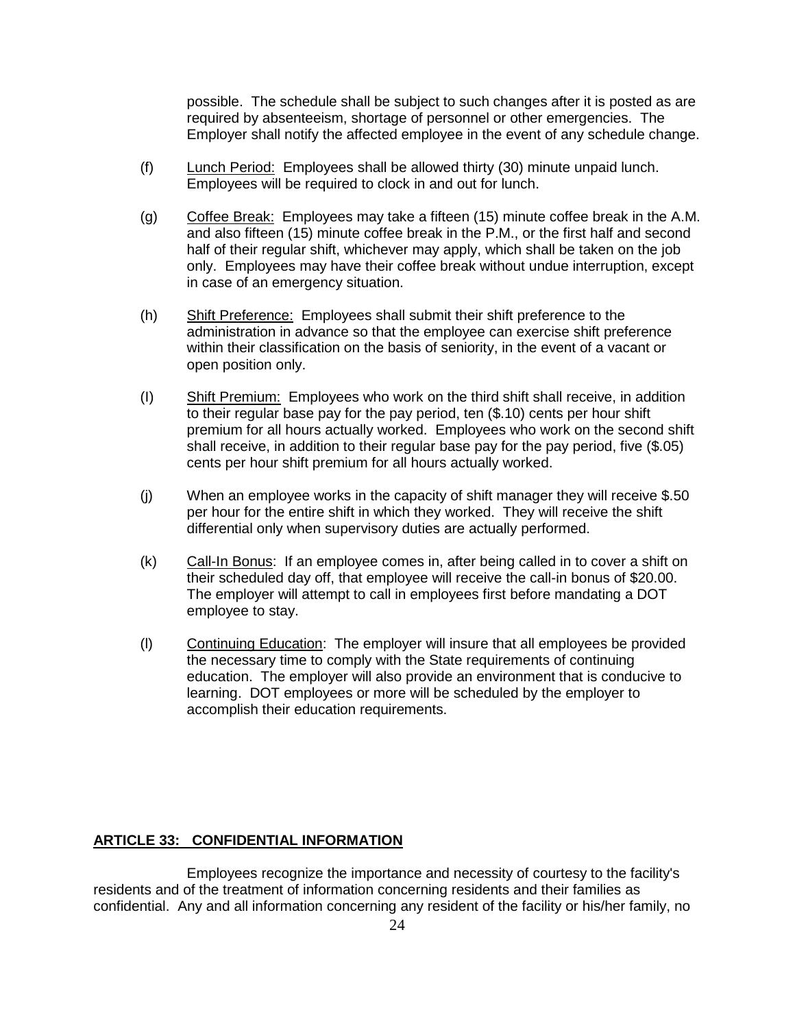possible. The schedule shall be subject to such changes after it is posted as are required by absenteeism, shortage of personnel or other emergencies. The Employer shall notify the affected employee in the event of any schedule change.

(f) Lunch Period: Employees shall be allowed thirty (30) minute unpaid lunch. Employees will be required to clock in and out for lunch.

(g) Coffee Break: Employees may take a fifteen (15) minute coffee break in the A.M. and also fifteen (15) minute coffee break in the P.M., or the first half and second half of their regular shift, whichever may apply, which shall be taken on the job only. Employees may have their coffee break without undue interruption, except in case of an emergency situation.

(h) Shift Preference: Employees shall submit their shift preference to the administration in advance so that the employee can exercise shift preference within their classification on the basis of seniority, in the event of a vacant or open position only.

(I) Shift Premium: Employees who work on the third shift shall receive, in addition to their regular base pay for the pay period, ten ($.10) cents per hour shift premium for all hours actually worked. Employees who work on the second shift shall receive, in addition to their regular base pay for the pay period, five ($.05) cents per hour shift premium for all hours actually worked.

(j) When an employee works in the capacity of shift manager they will receive $.50 per hour for the entire shift in which they worked. They will receive the shift differential only when supervisory duties are actually performed.

(k) Call-In Bonus: If an employee comes in, after being called in to cover a shift on their scheduled day off, that employee will receive the call-in bonus of $20.00. The employer will attempt to call in employees first before mandating a DOT employee to stay.

(l) Continuing Education: The employer will insure that all employees be provided the necessary time to comply with the State requirements of continuing education. The employer will also provide an environment that is conducive to learning. DOT employees or more will be scheduled by the employer to accomplish their education requirements.

## ARTICLE 33: CONFIDENTIAL INFORMATION

Employees recognize the importance and necessity of courtesy to the facility's residents and of the treatment of information concerning residents and their families as confidential. Any and all information concerning any resident of the facility or his/her family, no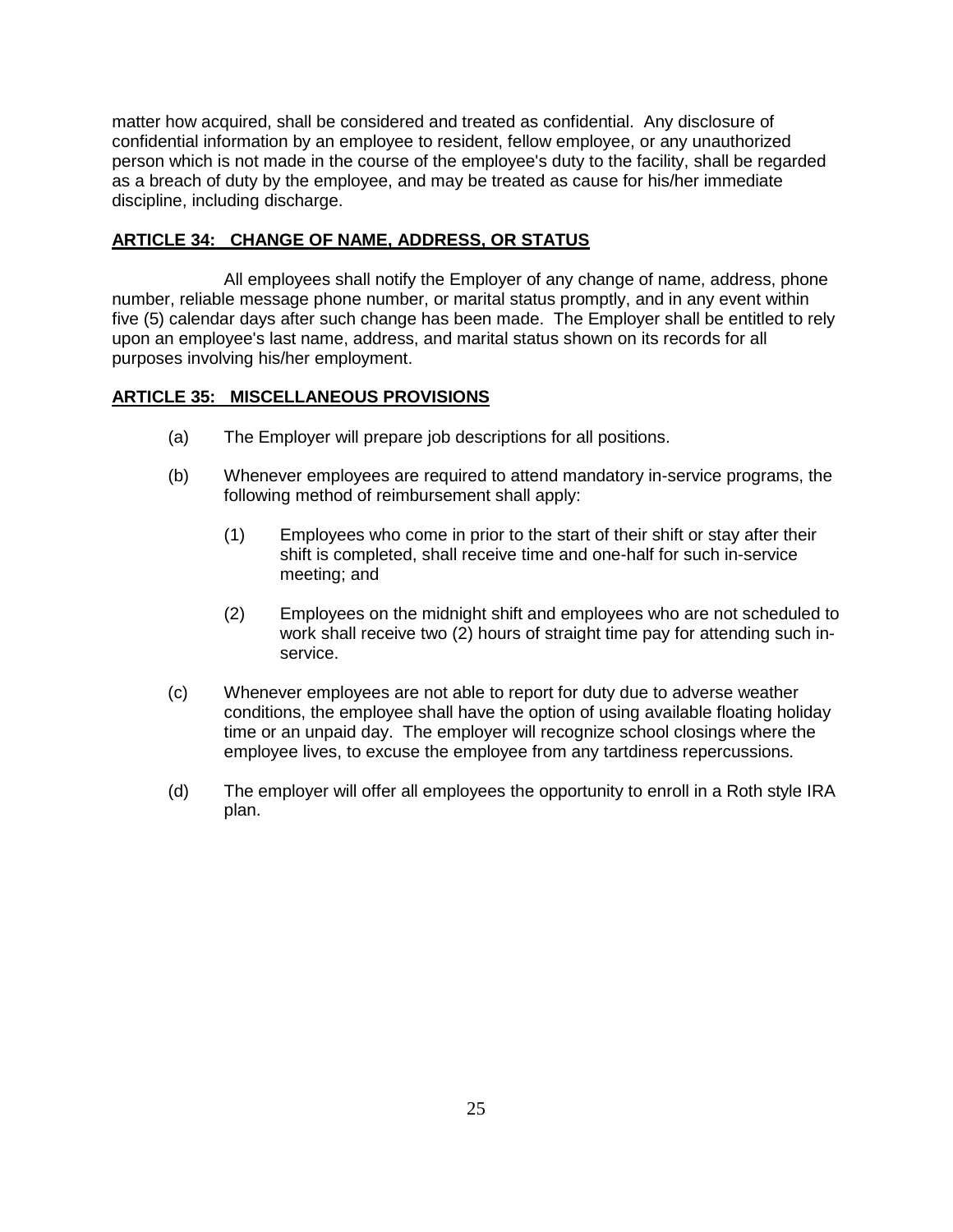matter how acquired, shall be considered and treated as confidential. Any disclosure of confidential information by an employee to resident, fellow employee, or any unauthorized person which is not made in the course of the employee's duty to the facility, shall be regarded as a breach of duty by the employee, and may be treated as cause for his/her immediate discipline, including discharge.

## ARTICLE 34: CHANGE OF NAME, ADDRESS, OR STATUS

All employees shall notify the Employer of any change of name, address, phone number, reliable message phone number, or marital status promptly, and in any event within five (5) calendar days after such change has been made. The Employer shall be entitled to rely upon an employee's last name, address, and marital status shown on its records for all purposes involving his/her employment.

## ARTICLE 35: MISCELLANEOUS PROVISIONS

(a) The Employer will prepare job descriptions for all positions.

(b) Whenever employees are required to attend mandatory in-service programs, the following method of reimbursement shall apply:

> (1) Employees who come in prior to the start of their shift or stay after their shift is completed, shall receive time and one-half for such in-service meeting; and
>
> (2) Employees on the midnight shift and employees who are not scheduled to work shall receive two (2) hours of straight time pay for attending such in-service.

(c) Whenever employees are not able to report for duty due to adverse weather conditions, the employee shall have the option of using available floating holiday time or an unpaid day. The employer will recognize school closings where the employee lives, to excuse the employee from any tartdiness repercussions.

(d) The employer will offer all employees the opportunity to enroll in a Roth style IRA plan.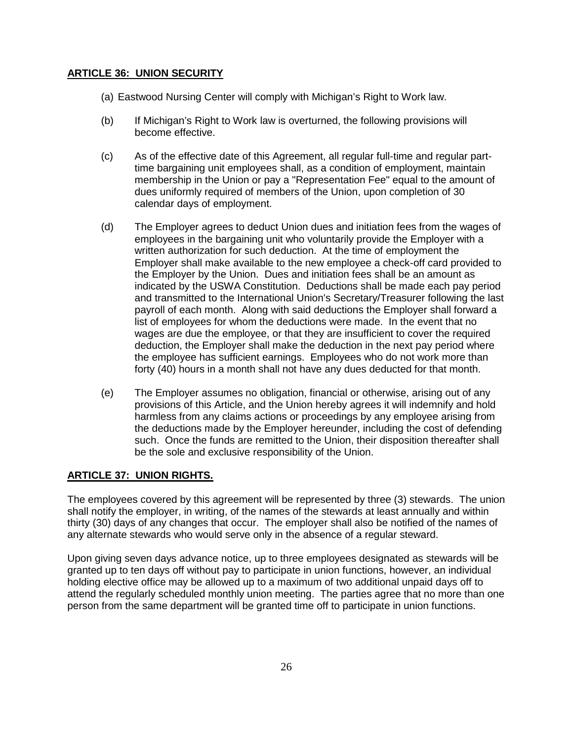## **ARTICLE 36: UNION SECURITY**

(a) Eastwood Nursing Center will comply with Michigan's Right to Work law.

(b) If Michigan's Right to Work law is overturned, the following provisions will become effective.

(c) As of the effective date of this Agreement, all regular full-time and regular part-time bargaining unit employees shall, as a condition of employment, maintain membership in the Union or pay a "Representation Fee" equal to the amount of dues uniformly required of members of the Union, upon completion of 30 calendar days of employment.

(d) The Employer agrees to deduct Union dues and initiation fees from the wages of employees in the bargaining unit who voluntarily provide the Employer with a written authorization for such deduction. At the time of employment the Employer shall make available to the new employee a check-off card provided to the Employer by the Union. Dues and initiation fees shall be an amount as indicated by the USWA Constitution. Deductions shall be made each pay period and transmitted to the International Union's Secretary/Treasurer following the last payroll of each month. Along with said deductions the Employer shall forward a list of employees for whom the deductions were made. In the event that no wages are due the employee, or that they are insufficient to cover the required deduction, the Employer shall make the deduction in the next pay period where the employee has sufficient earnings. Employees who do not work more than forty (40) hours in a month shall not have any dues deducted for that month.

(e) The Employer assumes no obligation, financial or otherwise, arising out of any provisions of this Article, and the Union hereby agrees it will indemnify and hold harmless from any claims actions or proceedings by any employee arising from the deductions made by the Employer hereunder, including the cost of defending such. Once the funds are remitted to the Union, their disposition thereafter shall be the sole and exclusive responsibility of the Union.

## **ARTICLE 37: UNION RIGHTS.**

The employees covered by this agreement will be represented by three (3) stewards. The union shall notify the employer, in writing, of the names of the stewards at least annually and within thirty (30) days of any changes that occur. The employer shall also be notified of the names of any alternate stewards who would serve only in the absence of a regular steward.

Upon giving seven days advance notice, up to three employees designated as stewards will be granted up to ten days off without pay to participate in union functions, however, an individual holding elective office may be allowed up to a maximum of two additional unpaid days off to attend the regularly scheduled monthly union meeting. The parties agree that no more than one person from the same department will be granted time off to participate in union functions.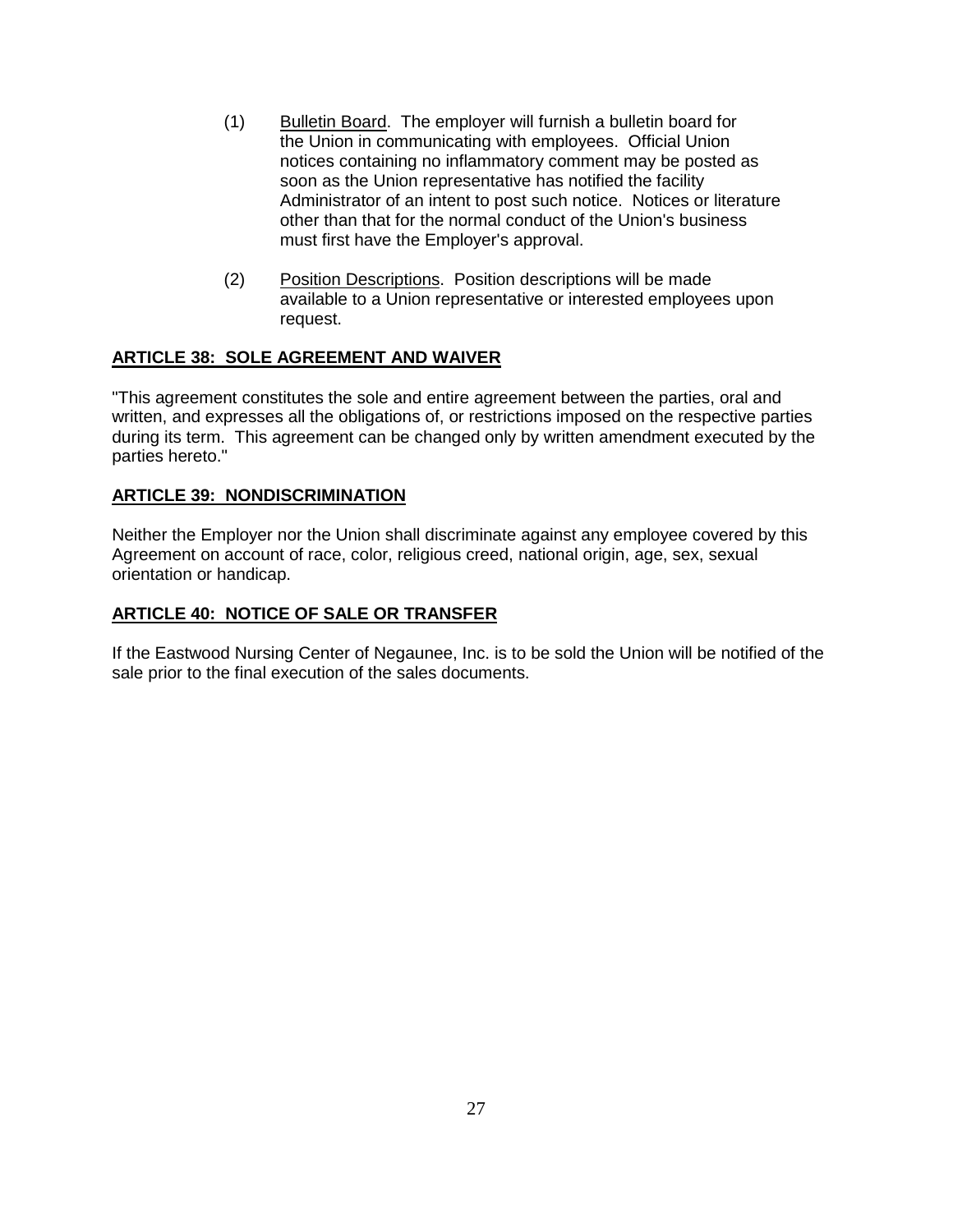(1) Bulletin Board. The employer will furnish a bulletin board for the Union in communicating with employees. Official Union notices containing no inflammatory comment may be posted as soon as the Union representative has notified the facility Administrator of an intent to post such notice. Notices or literature other than that for the normal conduct of the Union's business must first have the Employer's approval.

(2) Position Descriptions. Position descriptions will be made available to a Union representative or interested employees upon request.

## ARTICLE 38: SOLE AGREEMENT AND WAIVER

"This agreement constitutes the sole and entire agreement between the parties, oral and written, and expresses all the obligations of, or restrictions imposed on the respective parties during its term. This agreement can be changed only by written amendment executed by the parties hereto."

## ARTICLE 39: NONDISCRIMINATION

Neither the Employer nor the Union shall discriminate against any employee covered by this Agreement on account of race, color, religious creed, national origin, age, sex, sexual orientation or handicap.

## ARTICLE 40: NOTICE OF SALE OR TRANSFER

If the Eastwood Nursing Center of Negaunee, Inc. is to be sold the Union will be notified of the sale prior to the final execution of the sales documents.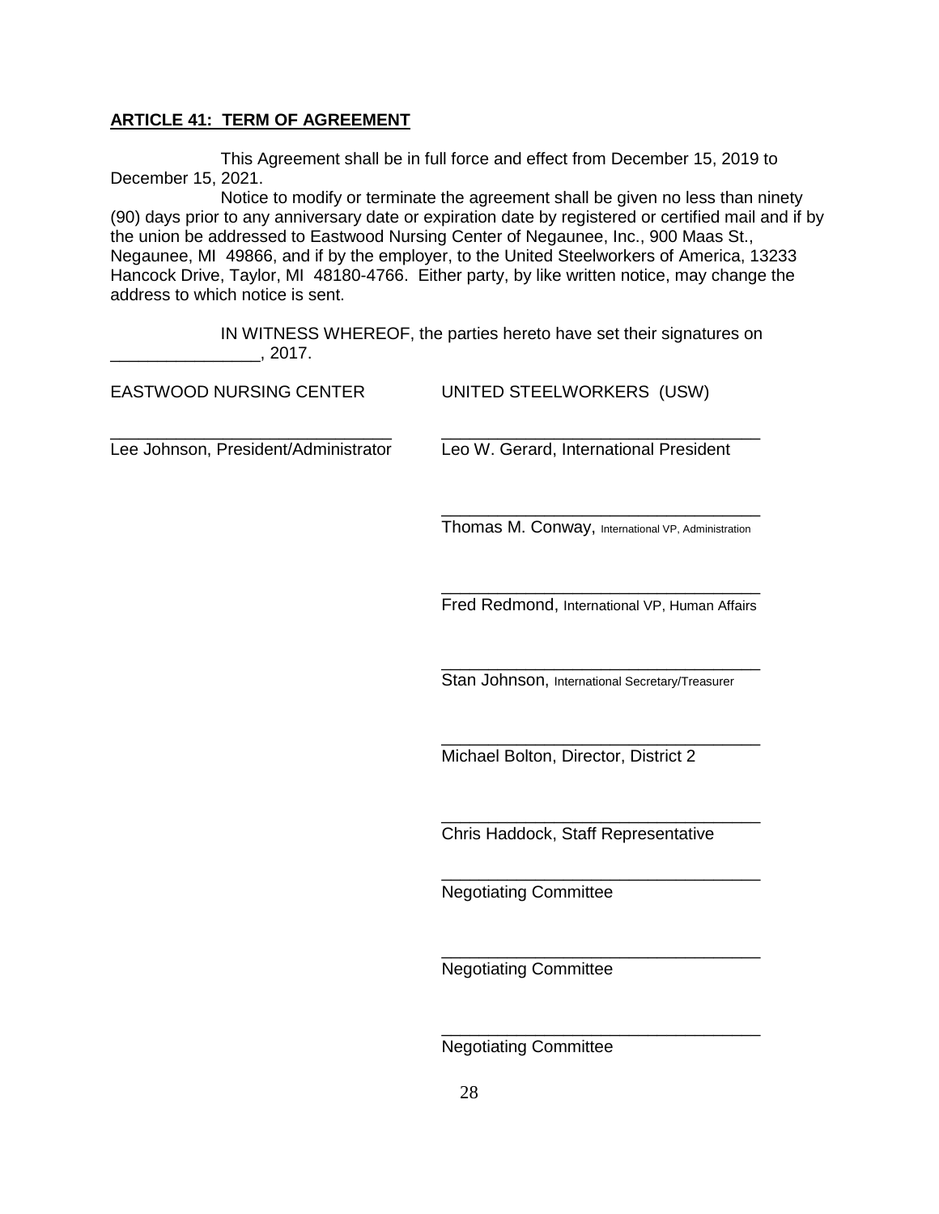**ARTICLE 41: TERM OF AGREEMENT**

This Agreement shall be in full force and effect from December 15, 2019 to December 15, 2021.

Notice to modify or terminate the agreement shall be given no less than ninety (90) days prior to any anniversary date or expiration date by registered or certified mail and if by the union be addressed to Eastwood Nursing Center of Negaunee, Inc., 900 Maas St., Negaunee, MI 49866, and if by the employer, to the United Steelworkers of America, 13233 Hancock Drive, Taylor, MI 48180-4766. Either party, by like written notice, may change the address to which notice is sent.

IN WITNESS WHEREOF, the parties hereto have set their signatures on ________________, 2017.

| EASTWOOD NURSING CENTER | UNITED STEELWORKERS (USW) |
|---|---|
| ______________________________ | ______________________________ |
| Lee Johnson, President/Administrator | Leo W. Gerard, International President |
| | ______________________________ |
| | Thomas M. Conway, International VP, Administration |
| | ______________________________ |
| | Fred Redmond, International VP, Human Affairs |
| | ______________________________ |
| | Stan Johnson, International Secretary/Treasurer |
| | ______________________________ |
| | Michael Bolton, Director, District 2 |
| | ______________________________ |
| | Chris Haddock, Staff Representative |
| | ______________________________ |
| | Negotiating Committee |
| | ______________________________ |
| | Negotiating Committee |
| | ______________________________ |
| | Negotiating Committee |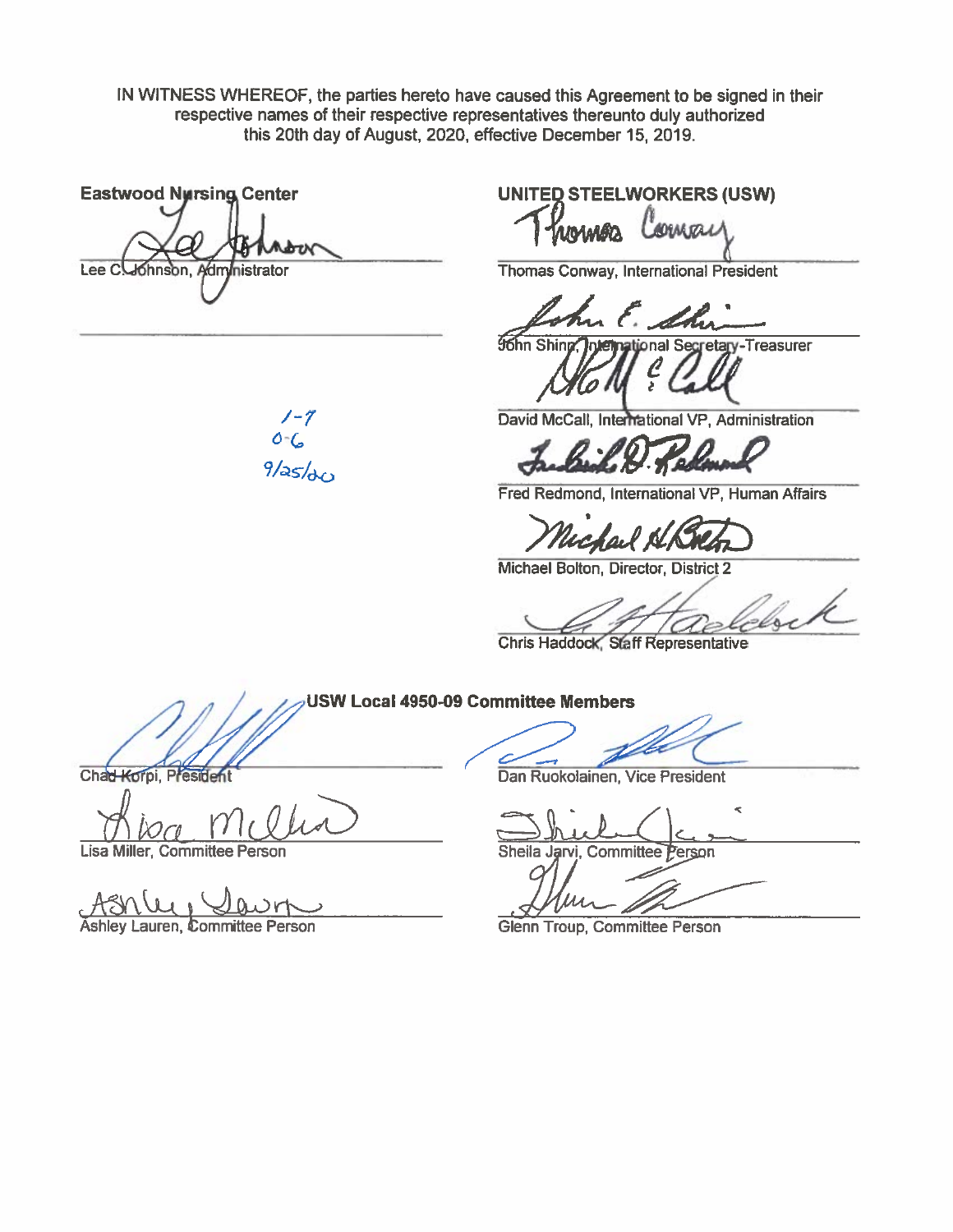IN WITNESS WHEREOF, the parties hereto have caused this Agreement to be signed in their respective names of their respective representatives thereunto duly authorized this 20th day of August, 2020, effective December 15, 2019.

**Eastwood Nursing Center**

Lee C. Johnson, Administrator

1-7
0-6
9/25/20

**UNITED STEELWORKERS (USW)**

Thomas Conway, International President

John Shinn, International Secretary-Treasurer

David McCall, International VP, Administration

Fred Redmond, International VP, Human Affairs

Michael Bolton, Director, District 2

Chris Haddock, Staff Representative

**USW Local 4950-09 Committee Members**

Chad Korpi, President

Dan Ruokolainen, Vice President

Lisa Miller, Committee Person

Sheila Jarvi, Committee Person

Ashley Lauren, Committee Person

Glenn Troup, Committee Person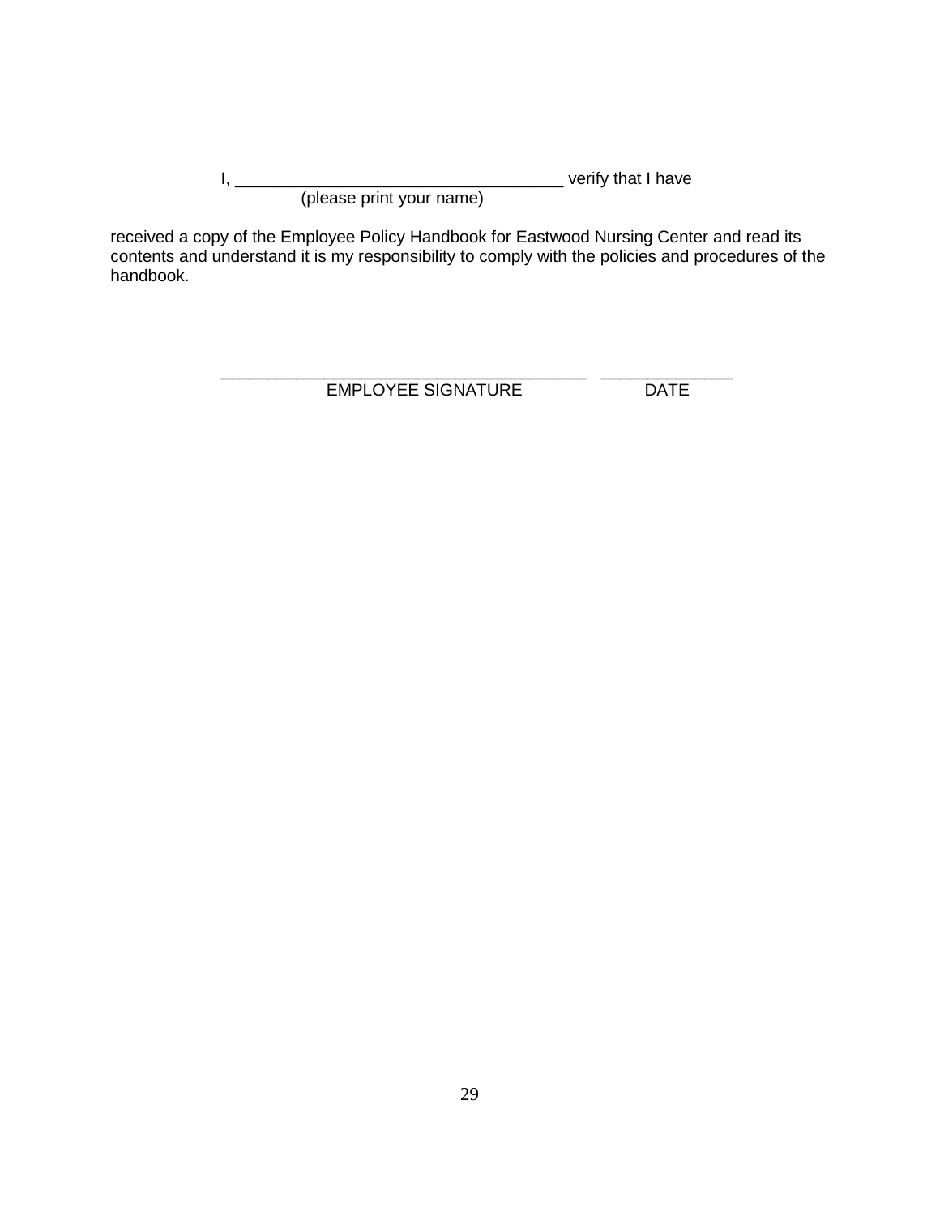I, ___________________________________ verify that I have
(please print your name)

received a copy of the Employee Policy Handbook for Eastwood Nursing Center and read its contents and understand it is my responsibility to comply with the policies and procedures of the handbook.

_______________________________________ ______________
EMPLOYEE SIGNATURE DATE